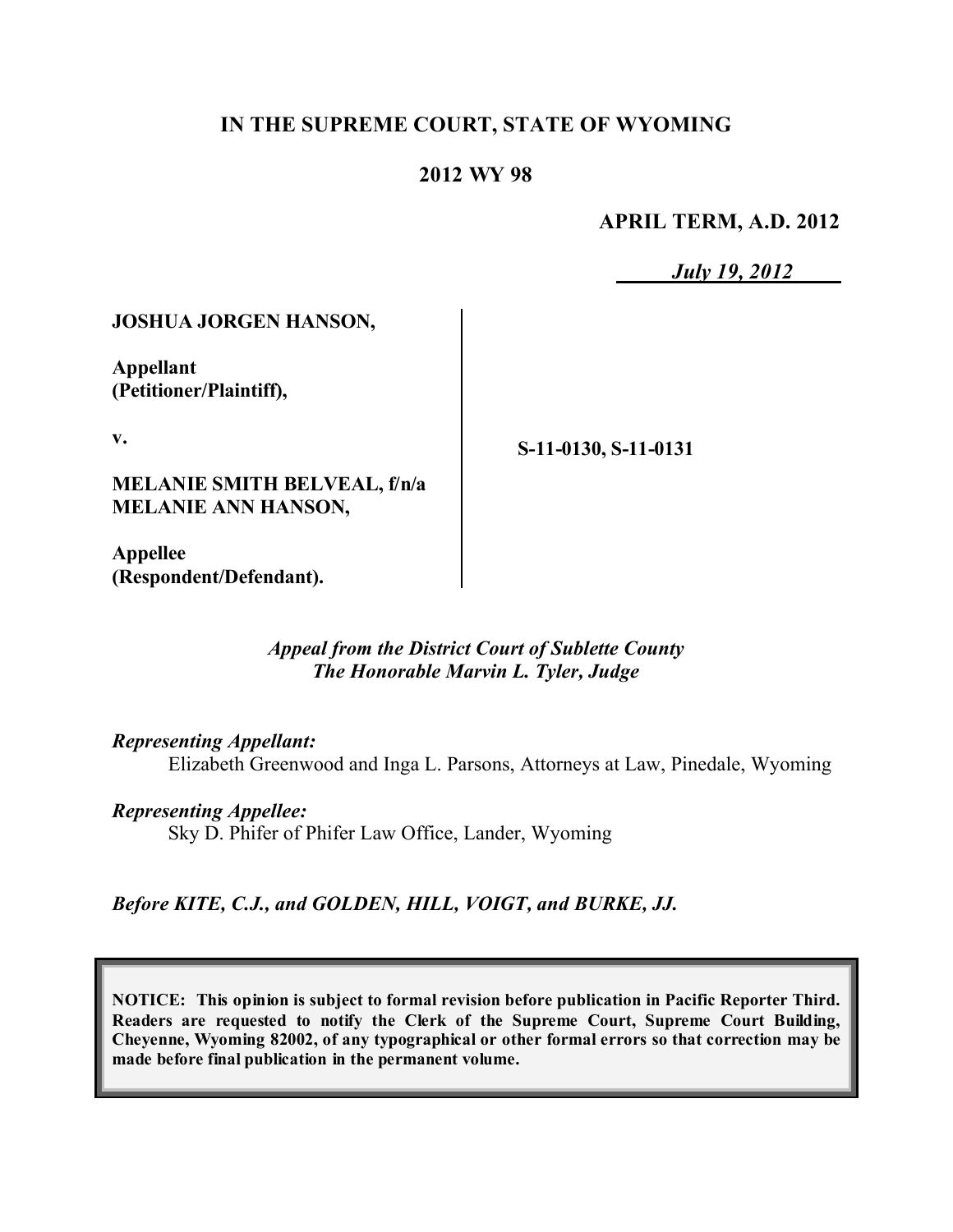**IN THE SUPREME COURT, STATE OF WYOMING**

**2012 WY 98**

**APRIL TERM, A.D. 2012**

*July 19, 2012*

**JOSHUA JORGEN HANSON,**

**Appellant (Petitioner/Plaintiff),**

**v.**

**MELANIE SMITH BELVEAL, f/n/a MELANIE ANN HANSON,**

**Appellee (Respondent/Defendant).**

**S-11-0130, S-11-0131**

*Appeal from the District Court of Sublette County*
*The Honorable Marvin L. Tyler, Judge*

*Representing Appellant:*
Elizabeth Greenwood and Inga L. Parsons, Attorneys at Law, Pinedale, Wyoming

*Representing Appellee:*
Sky D. Phifer of Phifer Law Office, Lander, Wyoming

*Before KITE, C.J., and GOLDEN, HILL, VOIGT, and BURKE, JJ.*

**NOTICE: This opinion is subject to formal revision before publication in Pacific Reporter Third. Readers are requested to notify the Clerk of the Supreme Court, Supreme Court Building, Cheyenne, Wyoming 82002, of any typographical or other formal errors so that correction may be made before final publication in the permanent volume.**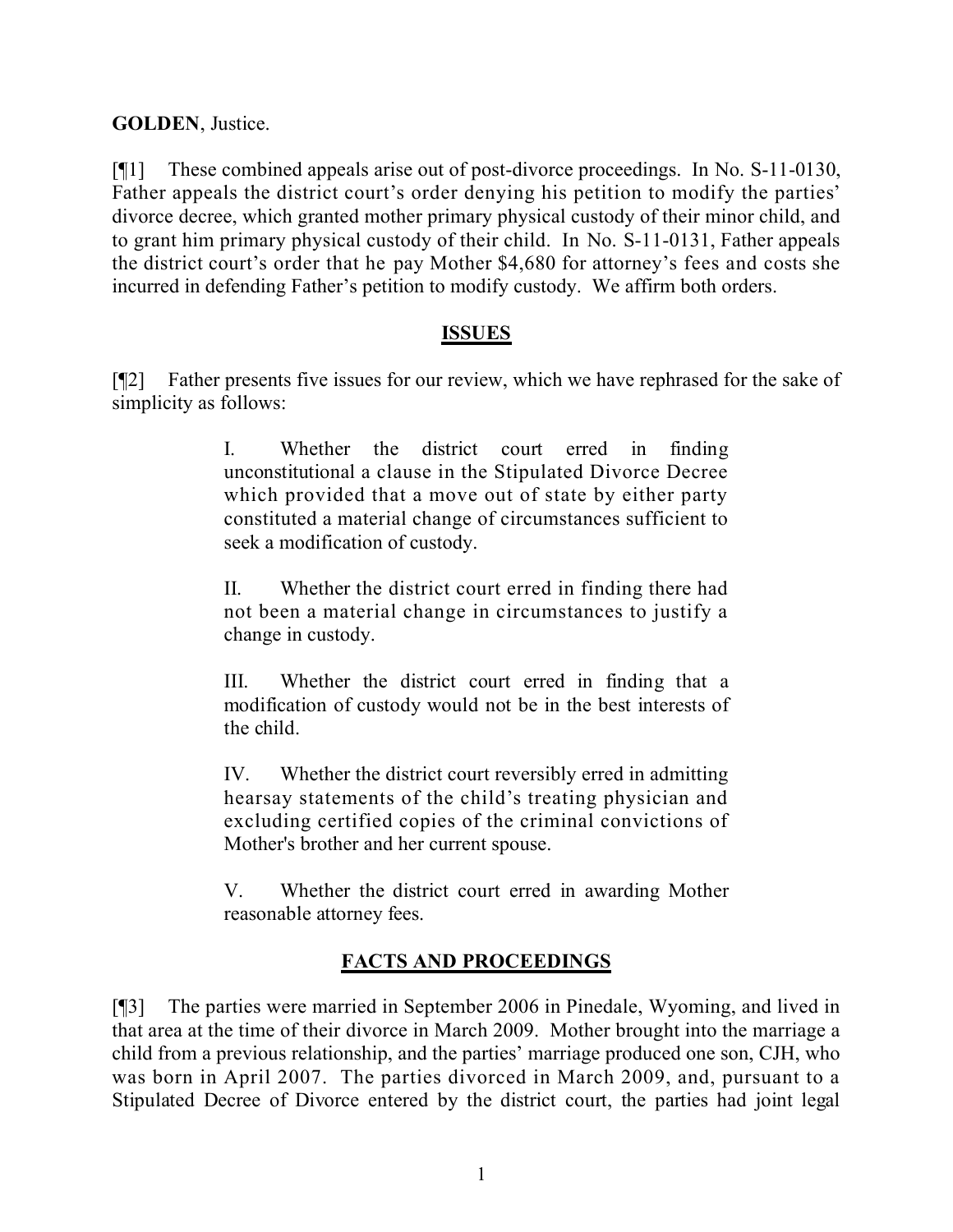**GOLDEN**, Justice.

[¶1] These combined appeals arise out of post-divorce proceedings. In No. S-11-0130, Father appeals the district court's order denying his petition to modify the parties' divorce decree, which granted mother primary physical custody of their minor child, and to grant him primary physical custody of their child. In No. S-11-0131, Father appeals the district court's order that he pay Mother $4,680 for attorney's fees and costs she incurred in defending Father's petition to modify custody. We affirm both orders.

## ISSUES

[¶2] Father presents five issues for our review, which we have rephrased for the sake of simplicity as follows:

> I. Whether the district court erred in finding unconstitutional a clause in the Stipulated Divorce Decree which provided that a move out of state by either party constituted a material change of circumstances sufficient to seek a modification of custody.
>
> II. Whether the district court erred in finding there had not been a material change in circumstances to justify a change in custody.
>
> III. Whether the district court erred in finding that a modification of custody would not be in the best interests of the child.
>
> IV. Whether the district court reversibly erred in admitting hearsay statements of the child's treating physician and excluding certified copies of the criminal convictions of Mother's brother and her current spouse.
>
> V. Whether the district court erred in awarding Mother reasonable attorney fees.

## FACTS AND PROCEEDINGS

[¶3] The parties were married in September 2006 in Pinedale, Wyoming, and lived in that area at the time of their divorce in March 2009. Mother brought into the marriage a child from a previous relationship, and the parties' marriage produced one son, CJH, who was born in April 2007. The parties divorced in March 2009, and, pursuant to a Stipulated Decree of Divorce entered by the district court, the parties had joint legal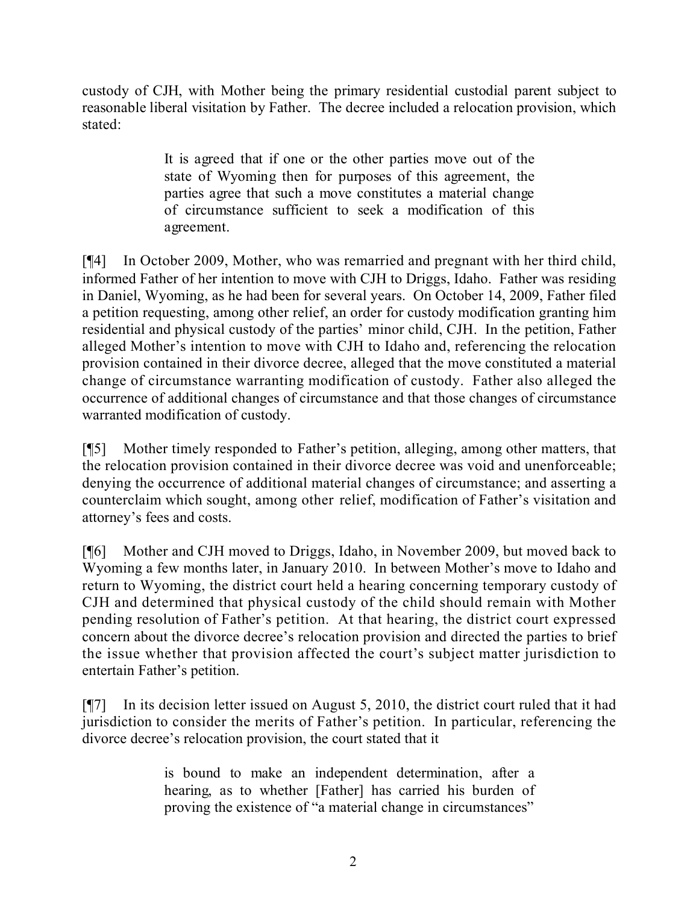custody of CJH, with Mother being the primary residential custodial parent subject to reasonable liberal visitation by Father. The decree included a relocation provision, which stated:

> It is agreed that if one or the other parties move out of the state of Wyoming then for purposes of this agreement, the parties agree that such a move constitutes a material change of circumstance sufficient to seek a modification of this agreement.

[¶4] In October 2009, Mother, who was remarried and pregnant with her third child, informed Father of her intention to move with CJH to Driggs, Idaho. Father was residing in Daniel, Wyoming, as he had been for several years. On October 14, 2009, Father filed a petition requesting, among other relief, an order for custody modification granting him residential and physical custody of the parties' minor child, CJH. In the petition, Father alleged Mother's intention to move with CJH to Idaho and, referencing the relocation provision contained in their divorce decree, alleged that the move constituted a material change of circumstance warranting modification of custody. Father also alleged the occurrence of additional changes of circumstance and that those changes of circumstance warranted modification of custody.

[¶5] Mother timely responded to Father's petition, alleging, among other matters, that the relocation provision contained in their divorce decree was void and unenforceable; denying the occurrence of additional material changes of circumstance; and asserting a counterclaim which sought, among other relief, modification of Father's visitation and attorney's fees and costs.

[¶6] Mother and CJH moved to Driggs, Idaho, in November 2009, but moved back to Wyoming a few months later, in January 2010. In between Mother's move to Idaho and return to Wyoming, the district court held a hearing concerning temporary custody of CJH and determined that physical custody of the child should remain with Mother pending resolution of Father's petition. At that hearing, the district court expressed concern about the divorce decree's relocation provision and directed the parties to brief the issue whether that provision affected the court's subject matter jurisdiction to entertain Father's petition.

[¶7] In its decision letter issued on August 5, 2010, the district court ruled that it had jurisdiction to consider the merits of Father's petition. In particular, referencing the divorce decree's relocation provision, the court stated that it

> is bound to make an independent determination, after a hearing, as to whether [Father] has carried his burden of proving the existence of "a material change in circumstances"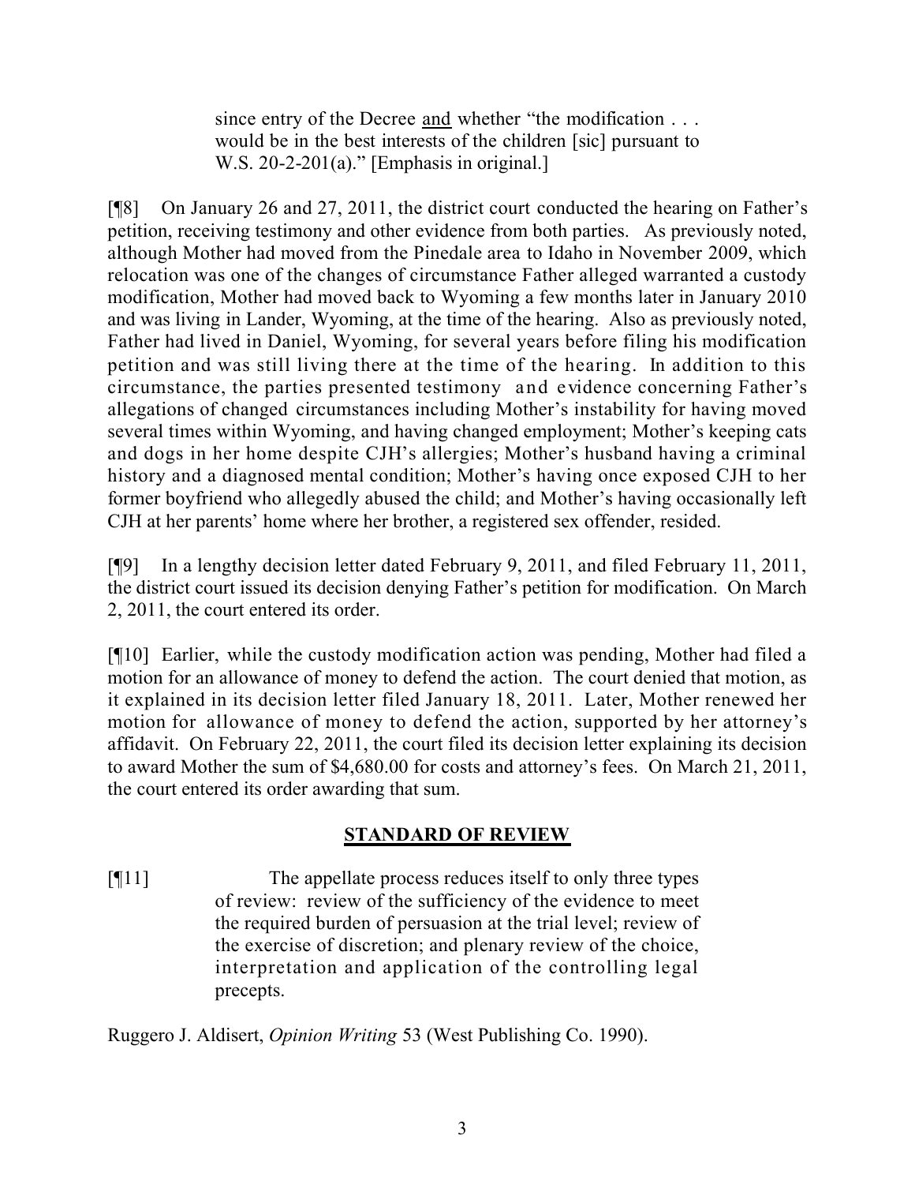> since entry of the Decree and whether "the modification . . . would be in the best interests of the children [sic] pursuant to W.S. 20-2-201(a)." [Emphasis in original.]

[¶8] On January 26 and 27, 2011, the district court conducted the hearing on Father's petition, receiving testimony and other evidence from both parties. As previously noted, although Mother had moved from the Pinedale area to Idaho in November 2009, which relocation was one of the changes of circumstance Father alleged warranted a custody modification, Mother had moved back to Wyoming a few months later in January 2010 and was living in Lander, Wyoming, at the time of the hearing. Also as previously noted, Father had lived in Daniel, Wyoming, for several years before filing his modification petition and was still living there at the time of the hearing. In addition to this circumstance, the parties presented testimony and evidence concerning Father's allegations of changed circumstances including Mother's instability for having moved several times within Wyoming, and having changed employment; Mother's keeping cats and dogs in her home despite CJH's allergies; Mother's husband having a criminal history and a diagnosed mental condition; Mother's having once exposed CJH to her former boyfriend who allegedly abused the child; and Mother's having occasionally left CJH at her parents' home where her brother, a registered sex offender, resided.

[¶9] In a lengthy decision letter dated February 9, 2011, and filed February 11, 2011, the district court issued its decision denying Father's petition for modification. On March 2, 2011, the court entered its order.

[¶10] Earlier, while the custody modification action was pending, Mother had filed a motion for an allowance of money to defend the action. The court denied that motion, as it explained in its decision letter filed January 18, 2011. Later, Mother renewed her motion for allowance of money to defend the action, supported by her attorney's affidavit. On February 22, 2011, the court filed its decision letter explaining its decision to award Mother the sum of $4,680.00 for costs and attorney's fees. On March 21, 2011, the court entered its order awarding that sum.

## STANDARD OF REVIEW

[¶11] The appellate process reduces itself to only three types of review: review of the sufficiency of the evidence to meet the required burden of persuasion at the trial level; review of the exercise of discretion; and plenary review of the choice, interpretation and application of the controlling legal precepts.

Ruggero J. Aldisert, *Opinion Writing* 53 (West Publishing Co. 1990).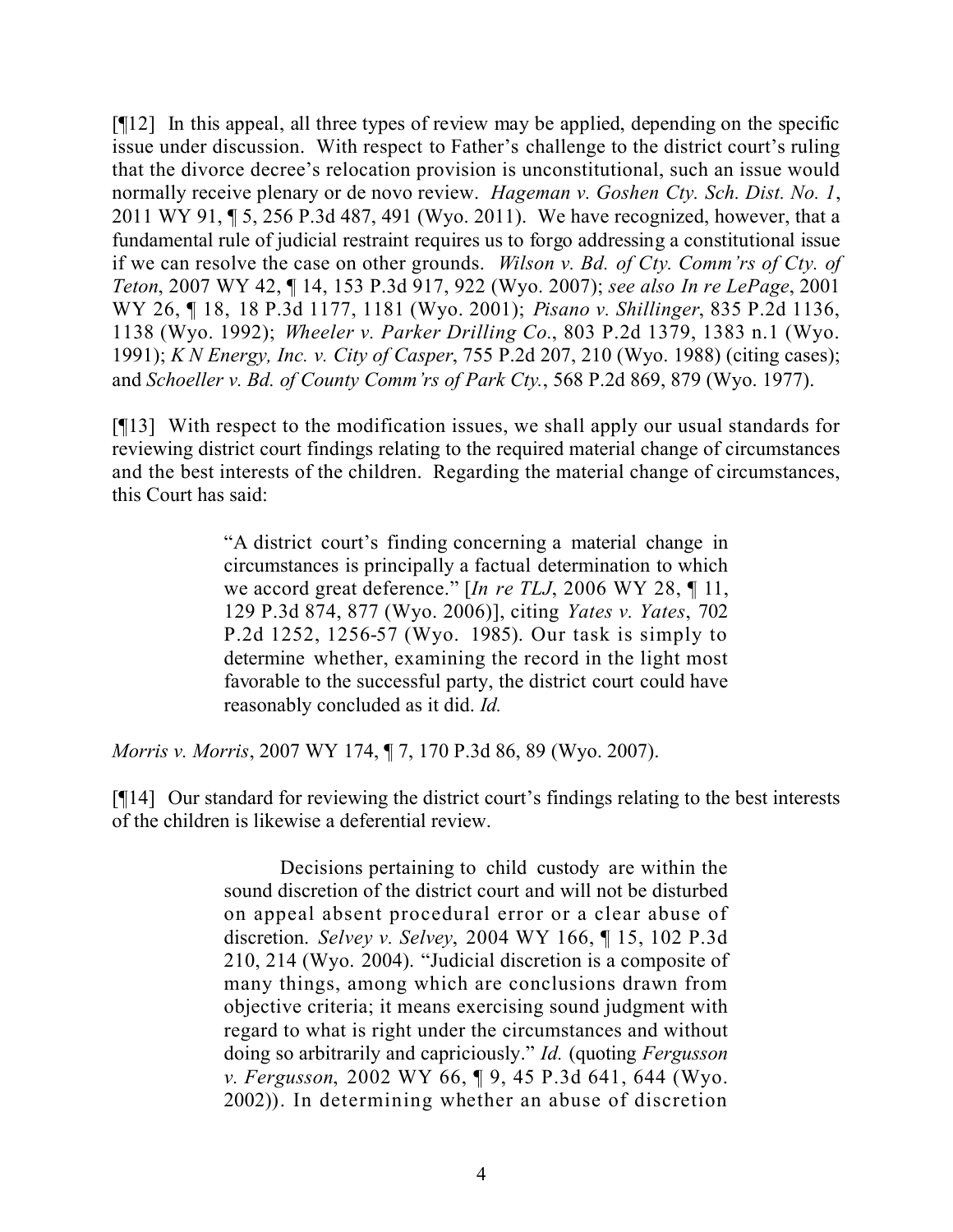[¶12] In this appeal, all three types of review may be applied, depending on the specific issue under discussion. With respect to Father's challenge to the district court's ruling that the divorce decree's relocation provision is unconstitutional, such an issue would normally receive plenary or de novo review. *Hageman v. Goshen Cty. Sch. Dist. No. 1*, 2011 WY 91, ¶ 5, 256 P.3d 487, 491 (Wyo. 2011). We have recognized, however, that a fundamental rule of judicial restraint requires us to forgo addressing a constitutional issue if we can resolve the case on other grounds. *Wilson v. Bd. of Cty. Comm'rs of Cty. of Teton*, 2007 WY 42, ¶ 14, 153 P.3d 917, 922 (Wyo. 2007); *see also In re LePage*, 2001 WY 26, ¶ 18, 18 P.3d 1177, 1181 (Wyo. 2001); *Pisano v. Shillinger*, 835 P.2d 1136, 1138 (Wyo. 1992); *Wheeler v. Parker Drilling Co.*, 803 P.2d 1379, 1383 n.1 (Wyo. 1991); *K N Energy, Inc. v. City of Casper*, 755 P.2d 207, 210 (Wyo. 1988) (citing cases); and *Schoeller v. Bd. of County Comm'rs of Park Cty.*, 568 P.2d 869, 879 (Wyo. 1977).

[¶13] With respect to the modification issues, we shall apply our usual standards for reviewing district court findings relating to the required material change of circumstances and the best interests of the children. Regarding the material change of circumstances, this Court has said:

> "A district court's finding concerning a material change in circumstances is principally a factual determination to which we accord great deference." [*In re TLJ*, 2006 WY 28, ¶ 11, 129 P.3d 874, 877 (Wyo. 2006)], citing *Yates v. Yates*, 702 P.2d 1252, 1256-57 (Wyo. 1985). Our task is simply to determine whether, examining the record in the light most favorable to the successful party, the district court could have reasonably concluded as it did. *Id.*

*Morris v. Morris*, 2007 WY 174, ¶ 7, 170 P.3d 86, 89 (Wyo. 2007).

[¶14] Our standard for reviewing the district court's findings relating to the best interests of the children is likewise a deferential review.

> Decisions pertaining to child custody are within the sound discretion of the district court and will not be disturbed on appeal absent procedural error or a clear abuse of discretion. *Selvey v. Selvey*, 2004 WY 166, ¶ 15, 102 P.3d 210, 214 (Wyo. 2004). "Judicial discretion is a composite of many things, among which are conclusions drawn from objective criteria; it means exercising sound judgment with regard to what is right under the circumstances and without doing so arbitrarily and capriciously." *Id.* (quoting *Fergusson v. Fergusson*, 2002 WY 66, ¶ 9, 45 P.3d 641, 644 (Wyo. 2002)). In determining whether an abuse of discretion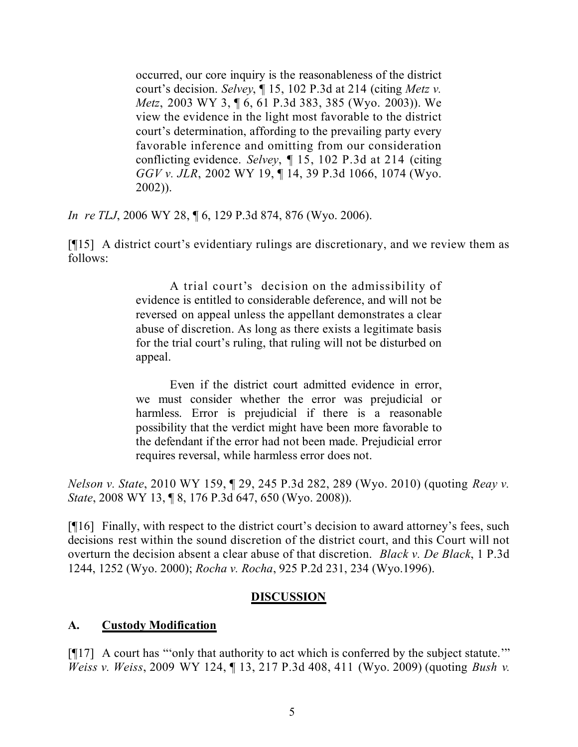> occurred, our core inquiry is the reasonableness of the district court's decision. *Selvey*, ¶ 15, 102 P.3d at 214 (citing *Metz v. Metz*, 2003 WY 3, ¶ 6, 61 P.3d 383, 385 (Wyo. 2003)). We view the evidence in the light most favorable to the district court's determination, affording to the prevailing party every favorable inference and omitting from our consideration conflicting evidence. *Selvey*, ¶ 15, 102 P.3d at 214 (citing *GGV v. JLR*, 2002 WY 19, ¶ 14, 39 P.3d 1066, 1074 (Wyo. 2002)).

*In re TLJ*, 2006 WY 28, ¶ 6, 129 P.3d 874, 876 (Wyo. 2006).

[¶15] A district court's evidentiary rulings are discretionary, and we review them as follows:

> A trial court's decision on the admissibility of evidence is entitled to considerable deference, and will not be reversed on appeal unless the appellant demonstrates a clear abuse of discretion. As long as there exists a legitimate basis for the trial court's ruling, that ruling will not be disturbed on appeal.
>
> Even if the district court admitted evidence in error, we must consider whether the error was prejudicial or harmless. Error is prejudicial if there is a reasonable possibility that the verdict might have been more favorable to the defendant if the error had not been made. Prejudicial error requires reversal, while harmless error does not.

*Nelson v. State*, 2010 WY 159, ¶ 29, 245 P.3d 282, 289 (Wyo. 2010) (quoting *Reay v. State*, 2008 WY 13, ¶ 8, 176 P.3d 647, 650 (Wyo. 2008)).

[¶16] Finally, with respect to the district court's decision to award attorney's fees, such decisions rest within the sound discretion of the district court, and this Court will not overturn the decision absent a clear abuse of that discretion. *Black v. De Black*, 1 P.3d 1244, 1252 (Wyo. 2000); *Rocha v. Rocha*, 925 P.2d 231, 234 (Wyo.1996).

## DISCUSSION

### A. Custody Modification

[¶17] A court has "'only that authority to act which is conferred by the subject statute.'" *Weiss v. Weiss*, 2009 WY 124, ¶ 13, 217 P.3d 408, 411 (Wyo. 2009) (quoting *Bush v.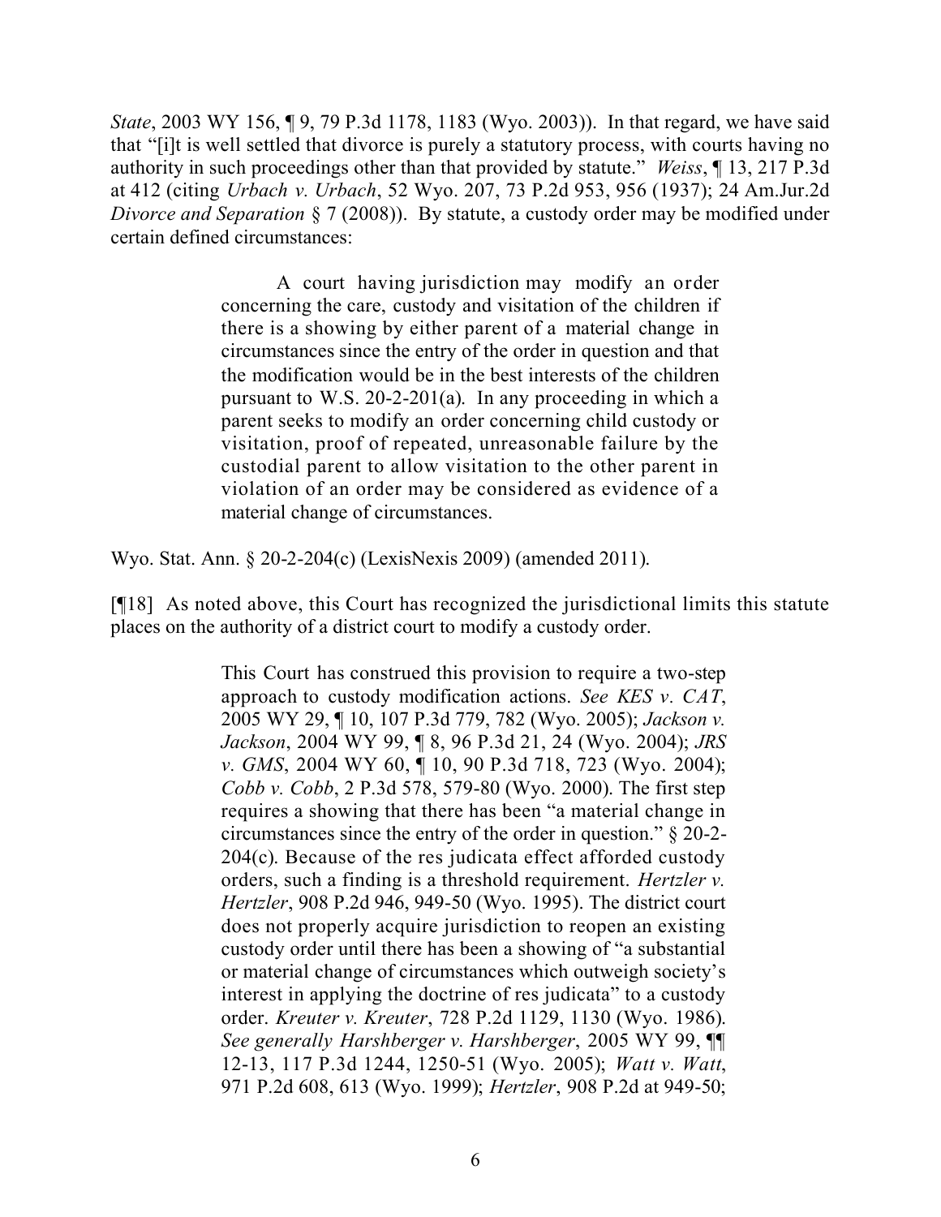*State*, 2003 WY 156, ¶ 9, 79 P.3d 1178, 1183 (Wyo. 2003)). In that regard, we have said that "[i]t is well settled that divorce is purely a statutory process, with courts having no authority in such proceedings other than that provided by statute." *Weiss*, ¶ 13, 217 P.3d at 412 (citing *Urbach v. Urbach*, 52 Wyo. 207, 73 P.2d 953, 956 (1937); 24 Am.Jur.2d *Divorce and Separation* § 7 (2008)). By statute, a custody order may be modified under certain defined circumstances:

> A court having jurisdiction may modify an order concerning the care, custody and visitation of the children if there is a showing by either parent of a material change in circumstances since the entry of the order in question and that the modification would be in the best interests of the children pursuant to W.S. 20-2-201(a). In any proceeding in which a parent seeks to modify an order concerning child custody or visitation, proof of repeated, unreasonable failure by the custodial parent to allow visitation to the other parent in violation of an order may be considered as evidence of a material change of circumstances.

Wyo. Stat. Ann. § 20-2-204(c) (LexisNexis 2009) (amended 2011).

[¶18] As noted above, this Court has recognized the jurisdictional limits this statute places on the authority of a district court to modify a custody order.

> This Court has construed this provision to require a two-step approach to custody modification actions. *See KES v. CAT*, 2005 WY 29, ¶ 10, 107 P.3d 779, 782 (Wyo. 2005); *Jackson v. Jackson*, 2004 WY 99, ¶ 8, 96 P.3d 21, 24 (Wyo. 2004); *JRS v. GMS*, 2004 WY 60, ¶ 10, 90 P.3d 718, 723 (Wyo. 2004); *Cobb v. Cobb*, 2 P.3d 578, 579-80 (Wyo. 2000). The first step requires a showing that there has been "a material change in circumstances since the entry of the order in question." § 20-2-204(c). Because of the res judicata effect afforded custody orders, such a finding is a threshold requirement. *Hertzler v. Hertzler*, 908 P.2d 946, 949-50 (Wyo. 1995). The district court does not properly acquire jurisdiction to reopen an existing custody order until there has been a showing of "a substantial or material change of circumstances which outweigh society's interest in applying the doctrine of res judicata" to a custody order. *Kreuter v. Kreuter*, 728 P.2d 1129, 1130 (Wyo. 1986). *See generally Harshberger v. Harshberger*, 2005 WY 99, ¶¶ 12-13, 117 P.3d 1244, 1250-51 (Wyo. 2005); *Watt v. Watt*, 971 P.2d 608, 613 (Wyo. 1999); *Hertzler*, 908 P.2d at 949-50;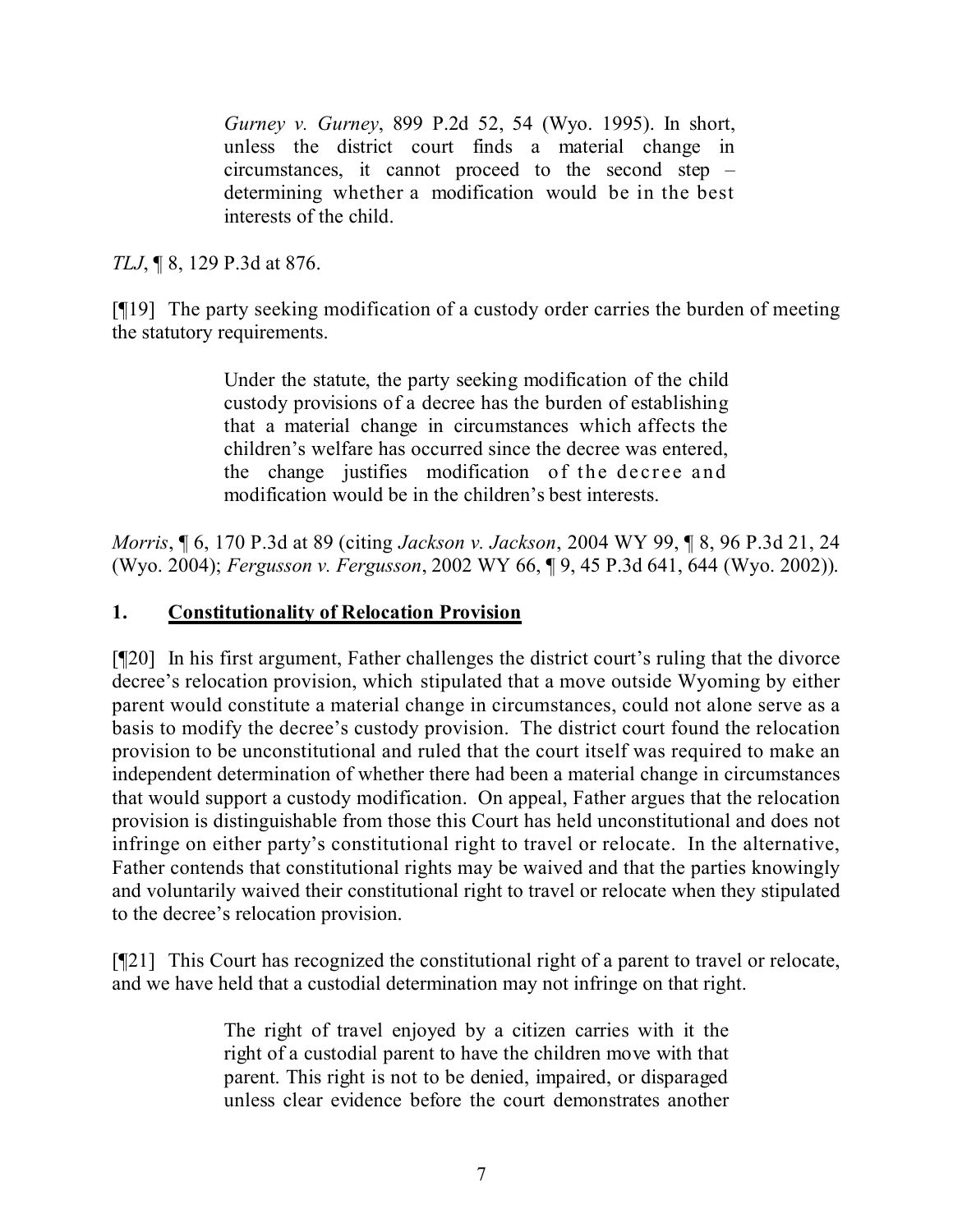> *Gurney v. Gurney*, 899 P.2d 52, 54 (Wyo. 1995). In short, unless the district court finds a material change in circumstances, it cannot proceed to the second step – determining whether a modification would be in the best interests of the child.

*TLJ*, ¶ 8, 129 P.3d at 876.

[¶19] The party seeking modification of a custody order carries the burden of meeting the statutory requirements.

> Under the statute, the party seeking modification of the child custody provisions of a decree has the burden of establishing that a material change in circumstances which affects the children's welfare has occurred since the decree was entered, the change justifies modification of the decree and modification would be in the children's best interests.

*Morris*, ¶ 6, 170 P.3d at 89 (citing *Jackson v. Jackson*, 2004 WY 99, ¶ 8, 96 P.3d 21, 24 (Wyo. 2004); *Fergusson v. Fergusson*, 2002 WY 66, ¶ 9, 45 P.3d 641, 644 (Wyo. 2002)).

## 1. <u>Constitutionality of Relocation Provision</u>

[¶20] In his first argument, Father challenges the district court's ruling that the divorce decree's relocation provision, which stipulated that a move outside Wyoming by either parent would constitute a material change in circumstances, could not alone serve as a basis to modify the decree's custody provision. The district court found the relocation provision to be unconstitutional and ruled that the court itself was required to make an independent determination of whether there had been a material change in circumstances that would support a custody modification. On appeal, Father argues that the relocation provision is distinguishable from those this Court has held unconstitutional and does not infringe on either party's constitutional right to travel or relocate. In the alternative, Father contends that constitutional rights may be waived and that the parties knowingly and voluntarily waived their constitutional right to travel or relocate when they stipulated to the decree's relocation provision.

[¶21] This Court has recognized the constitutional right of a parent to travel or relocate, and we have held that a custodial determination may not infringe on that right.

> The right of travel enjoyed by a citizen carries with it the right of a custodial parent to have the children move with that parent. This right is not to be denied, impaired, or disparaged unless clear evidence before the court demonstrates another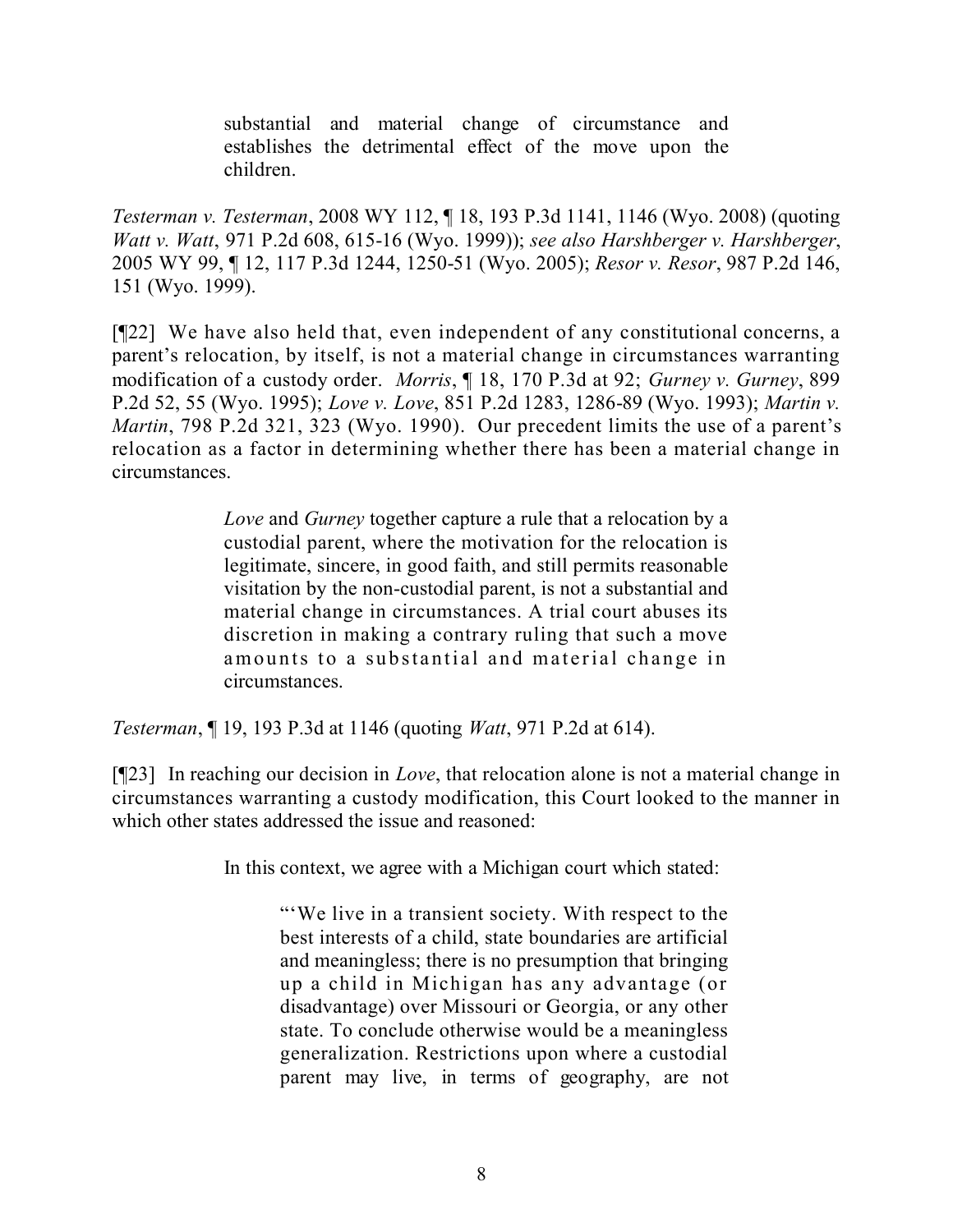> substantial and material change of circumstance and establishes the detrimental effect of the move upon the children.

*Testerman v. Testerman*, 2008 WY 112, ¶ 18, 193 P.3d 1141, 1146 (Wyo. 2008) (quoting *Watt v. Watt*, 971 P.2d 608, 615-16 (Wyo. 1999)); *see also Harshberger v. Harshberger*, 2005 WY 99, ¶ 12, 117 P.3d 1244, 1250-51 (Wyo. 2005); *Resor v. Resor*, 987 P.2d 146, 151 (Wyo. 1999).

[¶22] We have also held that, even independent of any constitutional concerns, a parent's relocation, by itself, is not a material change in circumstances warranting modification of a custody order. *Morris*, ¶ 18, 170 P.3d at 92; *Gurney v. Gurney*, 899 P.2d 52, 55 (Wyo. 1995); *Love v. Love*, 851 P.2d 1283, 1286-89 (Wyo. 1993); *Martin v. Martin*, 798 P.2d 321, 323 (Wyo. 1990). Our precedent limits the use of a parent's relocation as a factor in determining whether there has been a material change in circumstances.

> *Love* and *Gurney* together capture a rule that a relocation by a custodial parent, where the motivation for the relocation is legitimate, sincere, in good faith, and still permits reasonable visitation by the non-custodial parent, is not a substantial and material change in circumstances. A trial court abuses its discretion in making a contrary ruling that such a move amounts to a substantial and material change in circumstances.

*Testerman*, ¶ 19, 193 P.3d at 1146 (quoting *Watt*, 971 P.2d at 614).

[¶23] In reaching our decision in *Love*, that relocation alone is not a material change in circumstances warranting a custody modification, this Court looked to the manner in which other states addressed the issue and reasoned:

> In this context, we agree with a Michigan court which stated:
>
> > "'We live in a transient society. With respect to the best interests of a child, state boundaries are artificial and meaningless; there is no presumption that bringing up a child in Michigan has any advantage (or disadvantage) over Missouri or Georgia, or any other state. To conclude otherwise would be a meaningless generalization. Restrictions upon where a custodial parent may live, in terms of geography, are not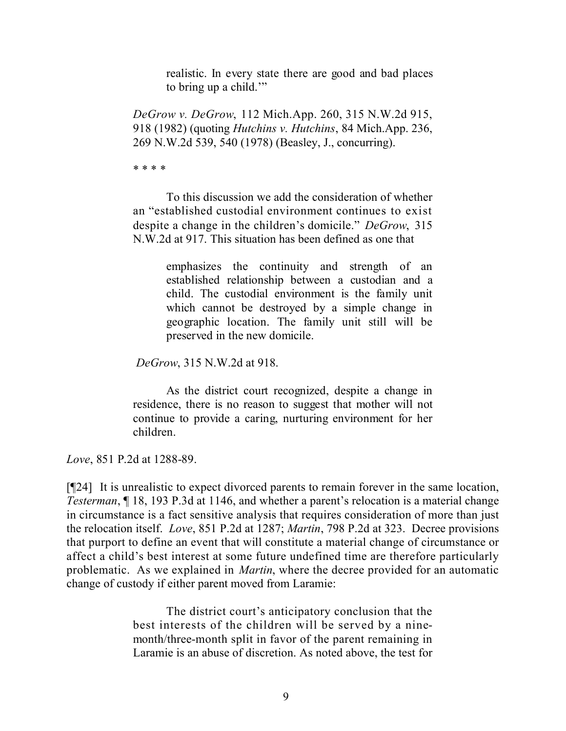> > realistic. In every state there are good and bad places to bring up a child.'"
>
> *DeGrow v. DeGrow*, 112 Mich.App. 260, 315 N.W.2d 915, 918 (1982) (quoting *Hutchins v. Hutchins*, 84 Mich.App. 236, 269 N.W.2d 539, 540 (1978) (Beasley, J., concurring).
>
> \* \* \* \*
>
> To this discussion we add the consideration of whether an "established custodial environment continues to exist despite a change in the children's domicile." *DeGrow*, 315 N.W.2d at 917. This situation has been defined as one that
>
> > emphasizes the continuity and strength of an established relationship between a custodian and a child. The custodial environment is the family unit which cannot be destroyed by a simple change in geographic location. The family unit still will be preserved in the new domicile.
>
> *DeGrow*, 315 N.W.2d at 918.
>
> As the district court recognized, despite a change in residence, there is no reason to suggest that mother will not continue to provide a caring, nurturing environment for her children.

*Love*, 851 P.2d at 1288-89.

[¶24] It is unrealistic to expect divorced parents to remain forever in the same location, *Testerman*, ¶ 18, 193 P.3d at 1146, and whether a parent's relocation is a material change in circumstance is a fact sensitive analysis that requires consideration of more than just the relocation itself. *Love*, 851 P.2d at 1287; *Martin*, 798 P.2d at 323. Decree provisions that purport to define an event that will constitute a material change of circumstance or affect a child's best interest at some future undefined time are therefore particularly problematic. As we explained in *Martin*, where the decree provided for an automatic change of custody if either parent moved from Laramie:

> The district court's anticipatory conclusion that the best interests of the children will be served by a nine-month/three-month split in favor of the parent remaining in Laramie is an abuse of discretion. As noted above, the test for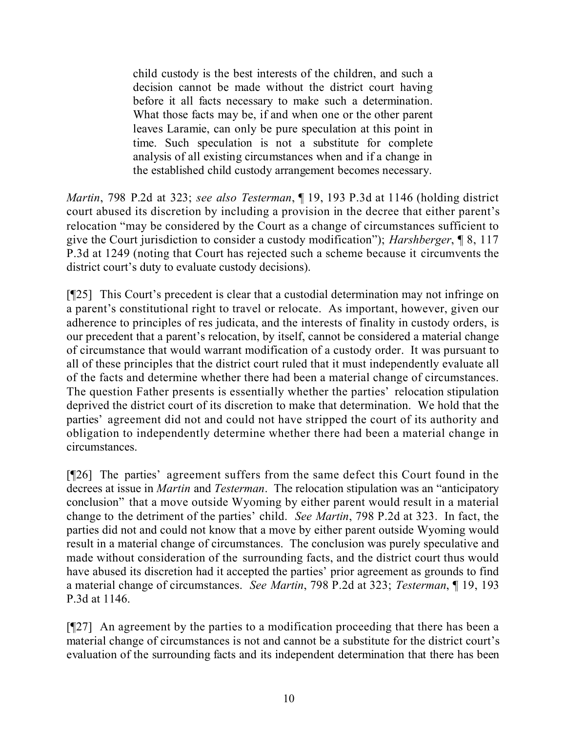> child custody is the best interests of the children, and such a decision cannot be made without the district court having before it all facts necessary to make such a determination. What those facts may be, if and when one or the other parent leaves Laramie, can only be pure speculation at this point in time. Such speculation is not a substitute for complete analysis of all existing circumstances when and if a change in the established child custody arrangement becomes necessary.

*Martin*, 798 P.2d at 323; *see also Testerman*, ¶ 19, 193 P.3d at 1146 (holding district court abused its discretion by including a provision in the decree that either parent's relocation "may be considered by the Court as a change of circumstances sufficient to give the Court jurisdiction to consider a custody modification"); *Harshberger*, ¶ 8, 117 P.3d at 1249 (noting that Court has rejected such a scheme because it circumvents the district court's duty to evaluate custody decisions).

[¶25] This Court's precedent is clear that a custodial determination may not infringe on a parent's constitutional right to travel or relocate. As important, however, given our adherence to principles of res judicata, and the interests of finality in custody orders, is our precedent that a parent's relocation, by itself, cannot be considered a material change of circumstance that would warrant modification of a custody order. It was pursuant to all of these principles that the district court ruled that it must independently evaluate all of the facts and determine whether there had been a material change of circumstances. The question Father presents is essentially whether the parties' relocation stipulation deprived the district court of its discretion to make that determination. We hold that the parties' agreement did not and could not have stripped the court of its authority and obligation to independently determine whether there had been a material change in circumstances.

[¶26] The parties' agreement suffers from the same defect this Court found in the decrees at issue in *Martin* and *Testerman*. The relocation stipulation was an "anticipatory conclusion" that a move outside Wyoming by either parent would result in a material change to the detriment of the parties' child. *See Martin*, 798 P.2d at 323. In fact, the parties did not and could not know that a move by either parent outside Wyoming would result in a material change of circumstances. The conclusion was purely speculative and made without consideration of the surrounding facts, and the district court thus would have abused its discretion had it accepted the parties' prior agreement as grounds to find a material change of circumstances. *See Martin*, 798 P.2d at 323; *Testerman*, ¶ 19, 193 P.3d at 1146.

[¶27] An agreement by the parties to a modification proceeding that there has been a material change of circumstances is not and cannot be a substitute for the district court's evaluation of the surrounding facts and its independent determination that there has been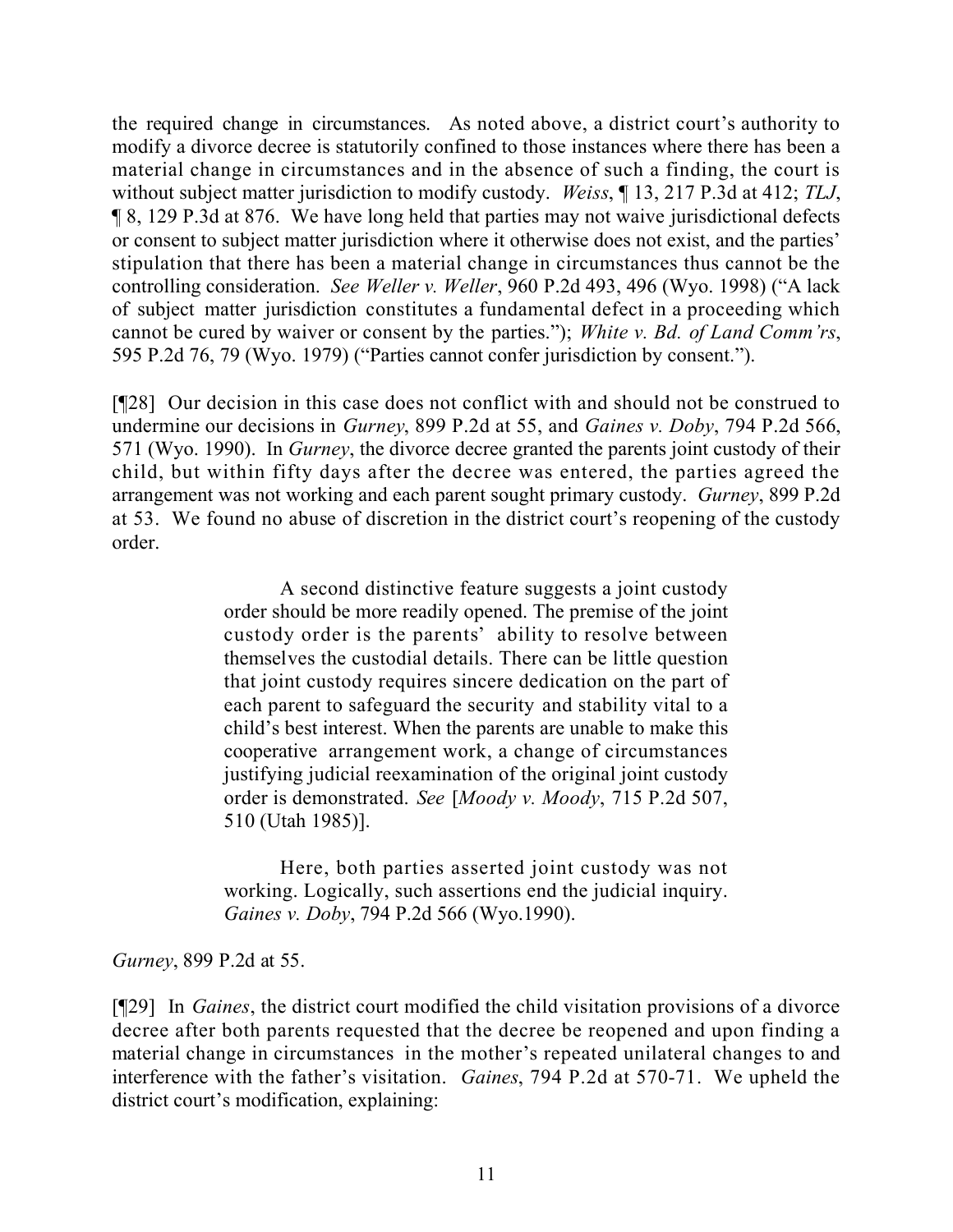the required change in circumstances. As noted above, a district court's authority to modify a divorce decree is statutorily confined to those instances where there has been a material change in circumstances and in the absence of such a finding, the court is without subject matter jurisdiction to modify custody. *Weiss*, ¶ 13, 217 P.3d at 412; *TLJ*, ¶ 8, 129 P.3d at 876. We have long held that parties may not waive jurisdictional defects or consent to subject matter jurisdiction where it otherwise does not exist, and the parties' stipulation that there has been a material change in circumstances thus cannot be the controlling consideration. *See Weller v. Weller*, 960 P.2d 493, 496 (Wyo. 1998) ("A lack of subject matter jurisdiction constitutes a fundamental defect in a proceeding which cannot be cured by waiver or consent by the parties."); *White v. Bd. of Land Comm'rs*, 595 P.2d 76, 79 (Wyo. 1979) ("Parties cannot confer jurisdiction by consent.").

[¶28] Our decision in this case does not conflict with and should not be construed to undermine our decisions in *Gurney*, 899 P.2d at 55, and *Gaines v. Doby*, 794 P.2d 566, 571 (Wyo. 1990). In *Gurney*, the divorce decree granted the parents joint custody of their child, but within fifty days after the decree was entered, the parties agreed the arrangement was not working and each parent sought primary custody. *Gurney*, 899 P.2d at 53. We found no abuse of discretion in the district court's reopening of the custody order.

> A second distinctive feature suggests a joint custody order should be more readily opened. The premise of the joint custody order is the parents' ability to resolve between themselves the custodial details. There can be little question that joint custody requires sincere dedication on the part of each parent to safeguard the security and stability vital to a child's best interest. When the parents are unable to make this cooperative arrangement work, a change of circumstances justifying judicial reexamination of the original joint custody order is demonstrated. *See* [*Moody v. Moody*, 715 P.2d 507, 510 (Utah 1985)].
>
> Here, both parties asserted joint custody was not working. Logically, such assertions end the judicial inquiry. *Gaines v. Doby*, 794 P.2d 566 (Wyo.1990).

*Gurney*, 899 P.2d at 55.

[¶29] In *Gaines*, the district court modified the child visitation provisions of a divorce decree after both parents requested that the decree be reopened and upon finding a material change in circumstances in the mother's repeated unilateral changes to and interference with the father's visitation. *Gaines*, 794 P.2d at 570-71. We upheld the district court's modification, explaining: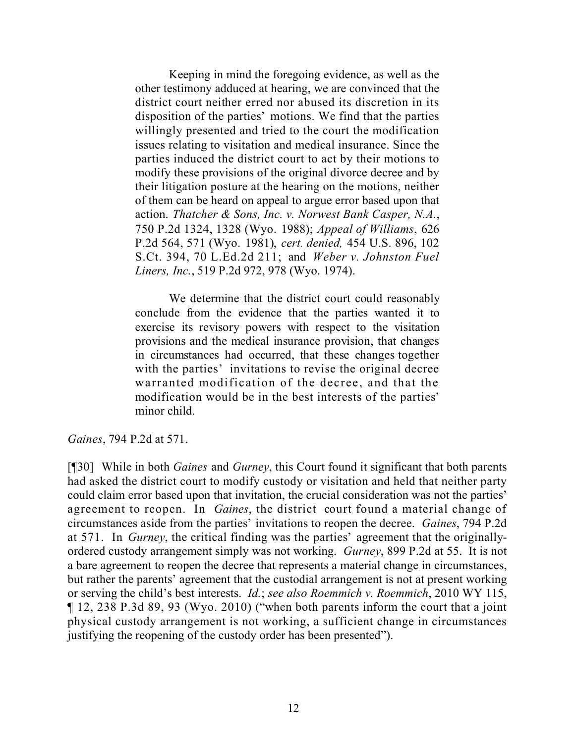> Keeping in mind the foregoing evidence, as well as the other testimony adduced at hearing, we are convinced that the district court neither erred nor abused its discretion in its disposition of the parties' motions. We find that the parties willingly presented and tried to the court the modification issues relating to visitation and medical insurance. Since the parties induced the district court to act by their motions to modify these provisions of the original divorce decree and by their litigation posture at the hearing on the motions, neither of them can be heard on appeal to argue error based upon that action. *Thatcher & Sons, Inc. v. Norwest Bank Casper, N.A.*, 750 P.2d 1324, 1328 (Wyo. 1988); *Appeal of Williams*, 626 P.2d 564, 571 (Wyo. 1981), *cert. denied,* 454 U.S. 896, 102 S.Ct. 394, 70 L.Ed.2d 211; and *Weber v. Johnston Fuel Liners, Inc.*, 519 P.2d 972, 978 (Wyo. 1974).
>
> We determine that the district court could reasonably conclude from the evidence that the parties wanted it to exercise its revisory powers with respect to the visitation provisions and the medical insurance provision, that changes in circumstances had occurred, that these changes together with the parties' invitations to revise the original decree warranted modification of the decree, and that the modification would be in the best interests of the parties' minor child.

*Gaines*, 794 P.2d at 571.

[¶30] While in both *Gaines* and *Gurney*, this Court found it significant that both parents had asked the district court to modify custody or visitation and held that neither party could claim error based upon that invitation, the crucial consideration was not the parties' agreement to reopen. In *Gaines*, the district court found a material change of circumstances aside from the parties' invitations to reopen the decree. *Gaines*, 794 P.2d at 571. In *Gurney*, the critical finding was the parties' agreement that the originally-ordered custody arrangement simply was not working. *Gurney*, 899 P.2d at 55. It is not a bare agreement to reopen the decree that represents a material change in circumstances, but rather the parents' agreement that the custodial arrangement is not at present working or serving the child's best interests. *Id.*; *see also Roemmich v. Roemmich*, 2010 WY 115, ¶ 12, 238 P.3d 89, 93 (Wyo. 2010) ("when both parents inform the court that a joint physical custody arrangement is not working, a sufficient change in circumstances justifying the reopening of the custody order has been presented").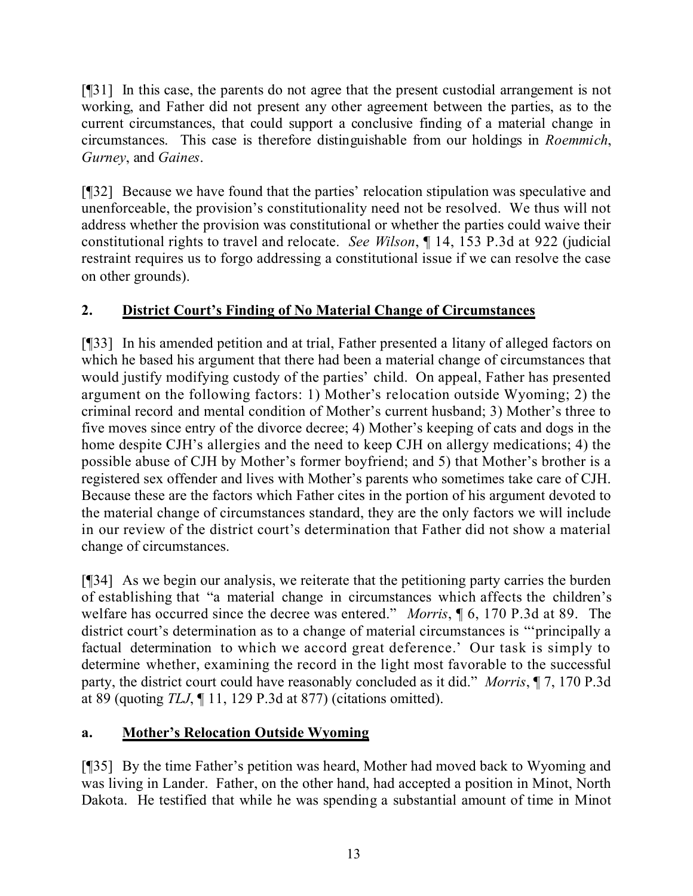[¶31] In this case, the parents do not agree that the present custodial arrangement is not working, and Father did not present any other agreement between the parties, as to the current circumstances, that could support a conclusive finding of a material change in circumstances. This case is therefore distinguishable from our holdings in *Roemmich*, *Gurney*, and *Gaines*.

[¶32] Because we have found that the parties' relocation stipulation was speculative and unenforceable, the provision's constitutionality need not be resolved. We thus will not address whether the provision was constitutional or whether the parties could waive their constitutional rights to travel and relocate. *See Wilson*, ¶ 14, 153 P.3d at 922 (judicial restraint requires us to forgo addressing a constitutional issue if we can resolve the case on other grounds).

## 2. District Court's Finding of No Material Change of Circumstances

[¶33] In his amended petition and at trial, Father presented a litany of alleged factors on which he based his argument that there had been a material change of circumstances that would justify modifying custody of the parties' child. On appeal, Father has presented argument on the following factors: 1) Mother's relocation outside Wyoming; 2) the criminal record and mental condition of Mother's current husband; 3) Mother's three to five moves since entry of the divorce decree; 4) Mother's keeping of cats and dogs in the home despite CJH's allergies and the need to keep CJH on allergy medications; 4) the possible abuse of CJH by Mother's former boyfriend; and 5) that Mother's brother is a registered sex offender and lives with Mother's parents who sometimes take care of CJH. Because these are the factors which Father cites in the portion of his argument devoted to the material change of circumstances standard, they are the only factors we will include in our review of the district court's determination that Father did not show a material change of circumstances.

[¶34] As we begin our analysis, we reiterate that the petitioning party carries the burden of establishing that "a material change in circumstances which affects the children's welfare has occurred since the decree was entered." *Morris*, ¶ 6, 170 P.3d at 89. The district court's determination as to a change of material circumstances is "'principally a factual determination to which we accord great deference.' Our task is simply to determine whether, examining the record in the light most favorable to the successful party, the district court could have reasonably concluded as it did." *Morris*, ¶ 7, 170 P.3d at 89 (quoting *TLJ*, ¶ 11, 129 P.3d at 877) (citations omitted).

### a. Mother's Relocation Outside Wyoming

[¶35] By the time Father's petition was heard, Mother had moved back to Wyoming and was living in Lander. Father, on the other hand, had accepted a position in Minot, North Dakota. He testified that while he was spending a substantial amount of time in Minot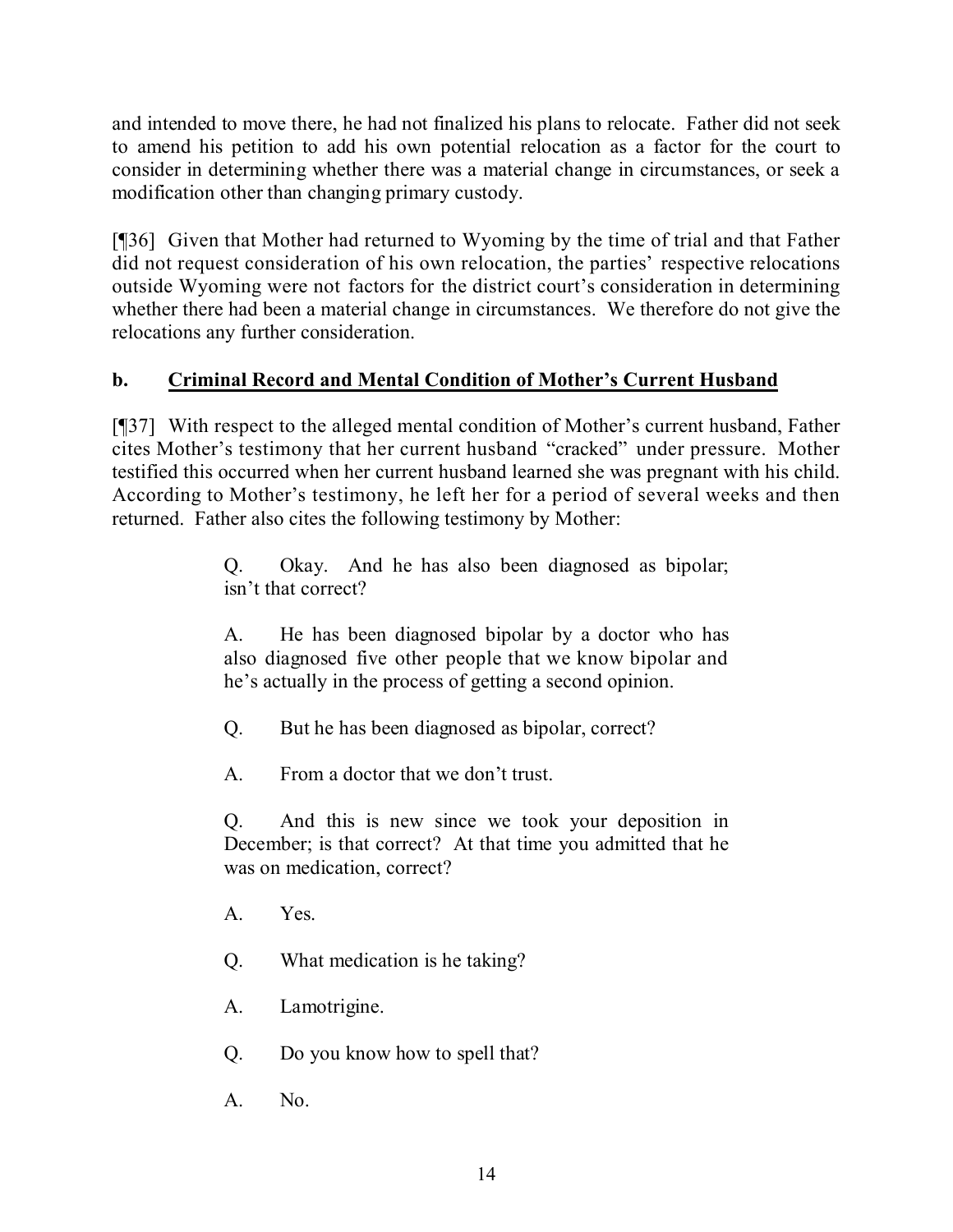and intended to move there, he had not finalized his plans to relocate. Father did not seek to amend his petition to add his own potential relocation as a factor for the court to consider in determining whether there was a material change in circumstances, or seek a modification other than changing primary custody.

[¶36] Given that Mother had returned to Wyoming by the time of trial and that Father did not request consideration of his own relocation, the parties' respective relocations outside Wyoming were not factors for the district court's consideration in determining whether there had been a material change in circumstances. We therefore do not give the relocations any further consideration.

### b. Criminal Record and Mental Condition of Mother's Current Husband

[¶37] With respect to the alleged mental condition of Mother's current husband, Father cites Mother's testimony that her current husband "cracked" under pressure. Mother testified this occurred when her current husband learned she was pregnant with his child. According to Mother's testimony, he left her for a period of several weeks and then returned. Father also cites the following testimony by Mother:

> Q. Okay. And he has also been diagnosed as bipolar; isn't that correct?
>
> A. He has been diagnosed bipolar by a doctor who has also diagnosed five other people that we know bipolar and he's actually in the process of getting a second opinion.
>
> Q. But he has been diagnosed as bipolar, correct?
>
> A. From a doctor that we don't trust.
>
> Q. And this is new since we took your deposition in December; is that correct? At that time you admitted that he was on medication, correct?
>
> A. Yes.
>
> Q. What medication is he taking?
>
> A. Lamotrigine.
>
> Q. Do you know how to spell that?
>
> A. No.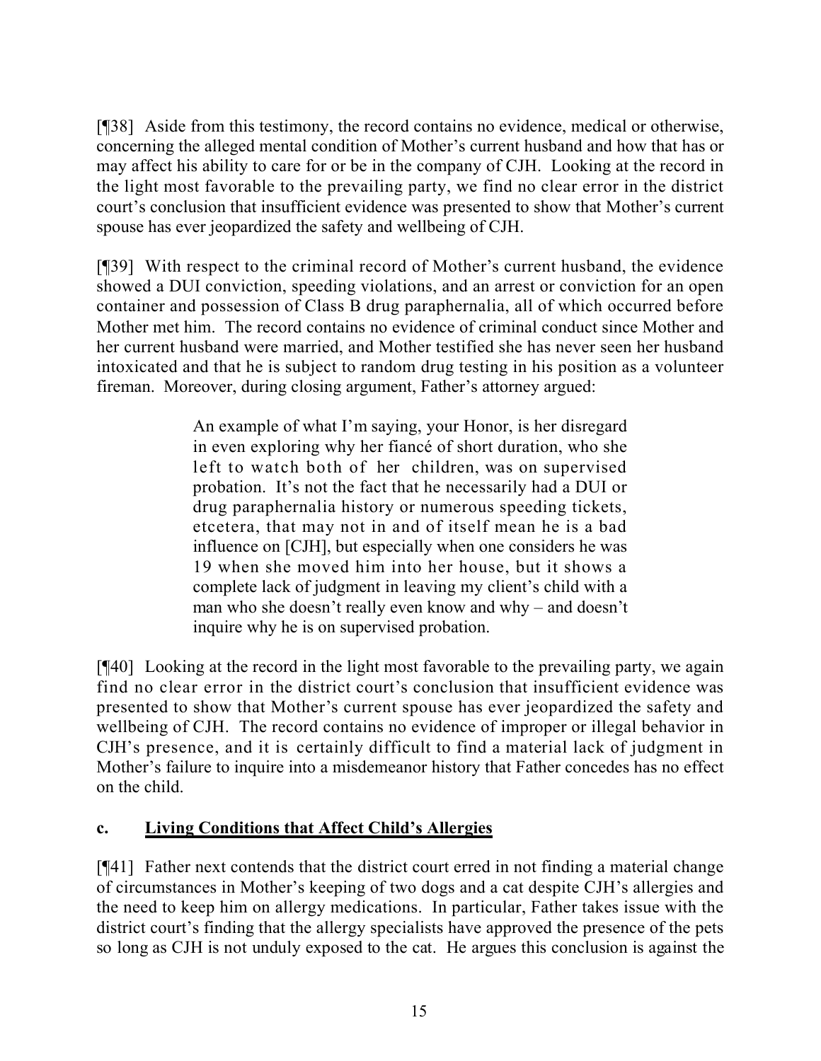[¶38] Aside from this testimony, the record contains no evidence, medical or otherwise, concerning the alleged mental condition of Mother's current husband and how that has or may affect his ability to care for or be in the company of CJH. Looking at the record in the light most favorable to the prevailing party, we find no clear error in the district court's conclusion that insufficient evidence was presented to show that Mother's current spouse has ever jeopardized the safety and wellbeing of CJH.

[¶39] With respect to the criminal record of Mother's current husband, the evidence showed a DUI conviction, speeding violations, and an arrest or conviction for an open container and possession of Class B drug paraphernalia, all of which occurred before Mother met him. The record contains no evidence of criminal conduct since Mother and her current husband were married, and Mother testified she has never seen her husband intoxicated and that he is subject to random drug testing in his position as a volunteer fireman. Moreover, during closing argument, Father's attorney argued:

> An example of what I'm saying, your Honor, is her disregard in even exploring why her fiancé of short duration, who she left to watch both of her children, was on supervised probation. It's not the fact that he necessarily had a DUI or drug paraphernalia history or numerous speeding tickets, etcetera, that may not in and of itself mean he is a bad influence on [CJH], but especially when one considers he was 19 when she moved him into her house, but it shows a complete lack of judgment in leaving my client's child with a man who she doesn't really even know and why – and doesn't inquire why he is on supervised probation.

[¶40] Looking at the record in the light most favorable to the prevailing party, we again find no clear error in the district court's conclusion that insufficient evidence was presented to show that Mother's current spouse has ever jeopardized the safety and wellbeing of CJH. The record contains no evidence of improper or illegal behavior in CJH's presence, and it is certainly difficult to find a material lack of judgment in Mother's failure to inquire into a misdemeanor history that Father concedes has no effect on the child.

### c. <u>Living Conditions that Affect Child's Allergies</u>

[¶41] Father next contends that the district court erred in not finding a material change of circumstances in Mother's keeping of two dogs and a cat despite CJH's allergies and the need to keep him on allergy medications. In particular, Father takes issue with the district court's finding that the allergy specialists have approved the presence of the pets so long as CJH is not unduly exposed to the cat. He argues this conclusion is against the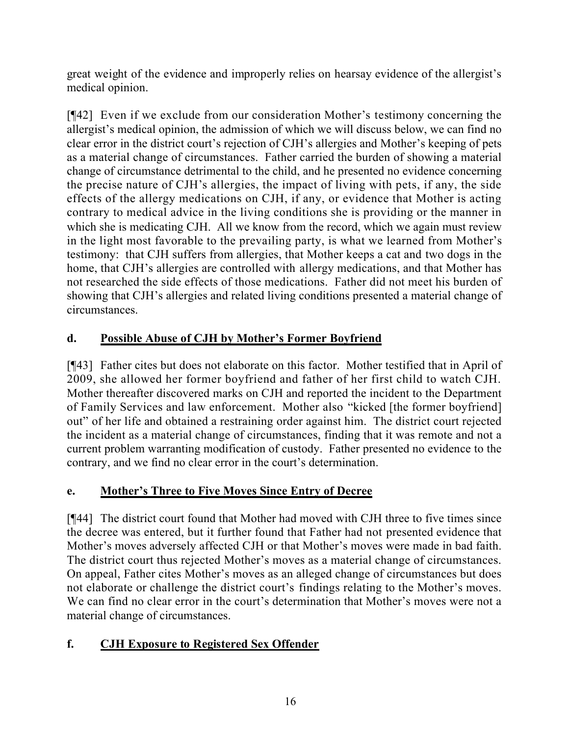great weight of the evidence and improperly relies on hearsay evidence of the allergist's medical opinion.

[¶42] Even if we exclude from our consideration Mother's testimony concerning the allergist's medical opinion, the admission of which we will discuss below, we can find no clear error in the district court's rejection of CJH's allergies and Mother's keeping of pets as a material change of circumstances. Father carried the burden of showing a material change of circumstance detrimental to the child, and he presented no evidence concerning the precise nature of CJH's allergies, the impact of living with pets, if any, the side effects of the allergy medications on CJH, if any, or evidence that Mother is acting contrary to medical advice in the living conditions she is providing or the manner in which she is medicating CJH. All we know from the record, which we again must review in the light most favorable to the prevailing party, is what we learned from Mother's testimony: that CJH suffers from allergies, that Mother keeps a cat and two dogs in the home, that CJH's allergies are controlled with allergy medications, and that Mother has not researched the side effects of those medications. Father did not meet his burden of showing that CJH's allergies and related living conditions presented a material change of circumstances.

### d. Possible Abuse of CJH by Mother's Former Boyfriend

[¶43] Father cites but does not elaborate on this factor. Mother testified that in April of 2009, she allowed her former boyfriend and father of her first child to watch CJH. Mother thereafter discovered marks on CJH and reported the incident to the Department of Family Services and law enforcement. Mother also "kicked [the former boyfriend] out" of her life and obtained a restraining order against him. The district court rejected the incident as a material change of circumstances, finding that it was remote and not a current problem warranting modification of custody. Father presented no evidence to the contrary, and we find no clear error in the court's determination.

### e. Mother's Three to Five Moves Since Entry of Decree

[¶44] The district court found that Mother had moved with CJH three to five times since the decree was entered, but it further found that Father had not presented evidence that Mother's moves adversely affected CJH or that Mother's moves were made in bad faith. The district court thus rejected Mother's moves as a material change of circumstances. On appeal, Father cites Mother's moves as an alleged change of circumstances but does not elaborate or challenge the district court's findings relating to the Mother's moves. We can find no clear error in the court's determination that Mother's moves were not a material change of circumstances.

### f. CJH Exposure to Registered Sex Offender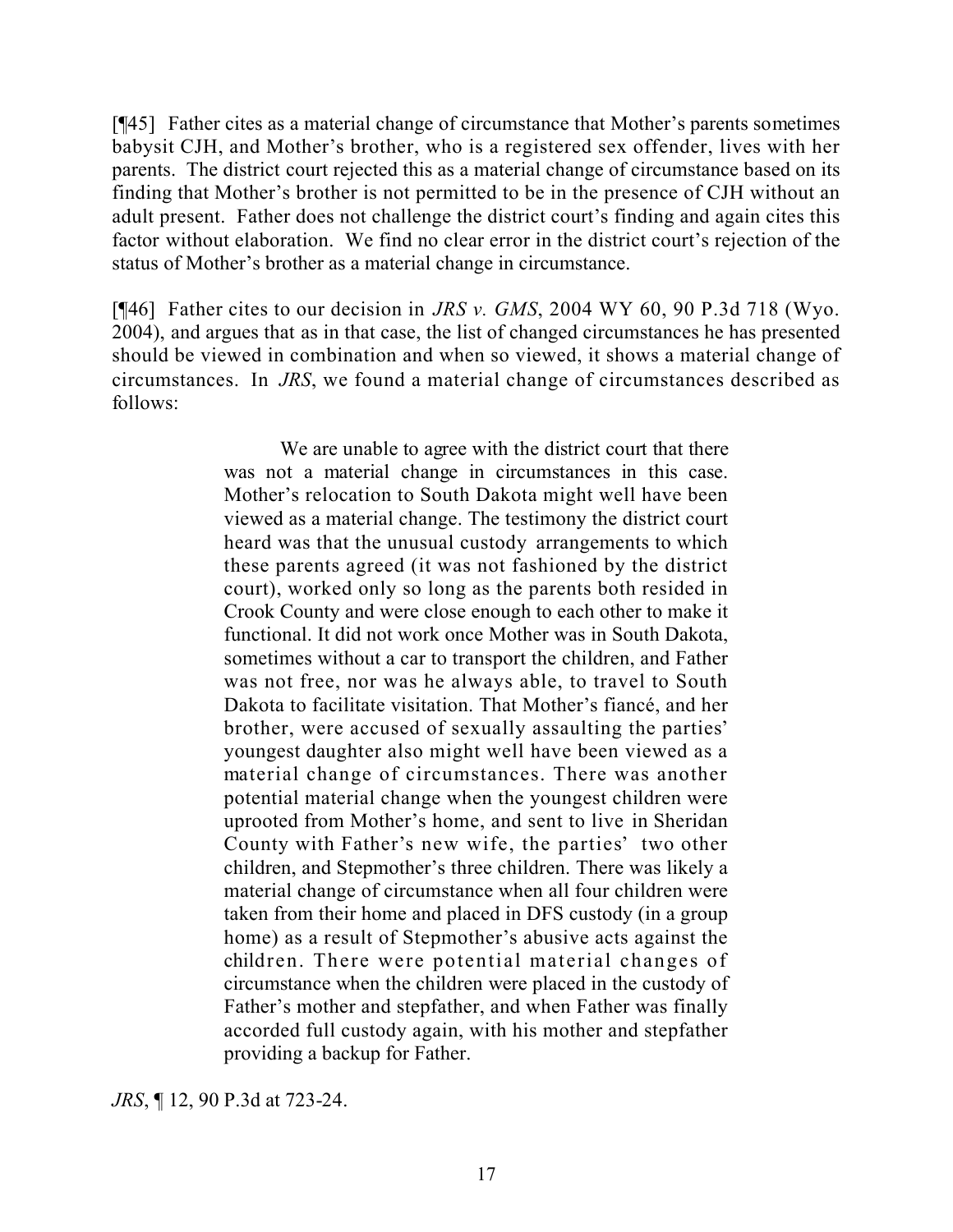[¶45] Father cites as a material change of circumstance that Mother's parents sometimes babysit CJH, and Mother's brother, who is a registered sex offender, lives with her parents. The district court rejected this as a material change of circumstance based on its finding that Mother's brother is not permitted to be in the presence of CJH without an adult present. Father does not challenge the district court's finding and again cites this factor without elaboration. We find no clear error in the district court's rejection of the status of Mother's brother as a material change in circumstance.

[¶46] Father cites to our decision in *JRS v. GMS*, 2004 WY 60, 90 P.3d 718 (Wyo. 2004), and argues that as in that case, the list of changed circumstances he has presented should be viewed in combination and when so viewed, it shows a material change of circumstances. In *JRS*, we found a material change of circumstances described as follows:

> We are unable to agree with the district court that there was not a material change in circumstances in this case. Mother's relocation to South Dakota might well have been viewed as a material change. The testimony the district court heard was that the unusual custody arrangements to which these parents agreed (it was not fashioned by the district court), worked only so long as the parents both resided in Crook County and were close enough to each other to make it functional. It did not work once Mother was in South Dakota, sometimes without a car to transport the children, and Father was not free, nor was he always able, to travel to South Dakota to facilitate visitation. That Mother's fiancé, and her brother, were accused of sexually assaulting the parties' youngest daughter also might well have been viewed as a material change of circumstances. There was another potential material change when the youngest children were uprooted from Mother's home, and sent to live in Sheridan County with Father's new wife, the parties' two other children, and Stepmother's three children. There was likely a material change of circumstance when all four children were taken from their home and placed in DFS custody (in a group home) as a result of Stepmother's abusive acts against the children. There were potential material changes of circumstance when the children were placed in the custody of Father's mother and stepfather, and when Father was finally accorded full custody again, with his mother and stepfather providing a backup for Father.

*JRS*, ¶ 12, 90 P.3d at 723-24.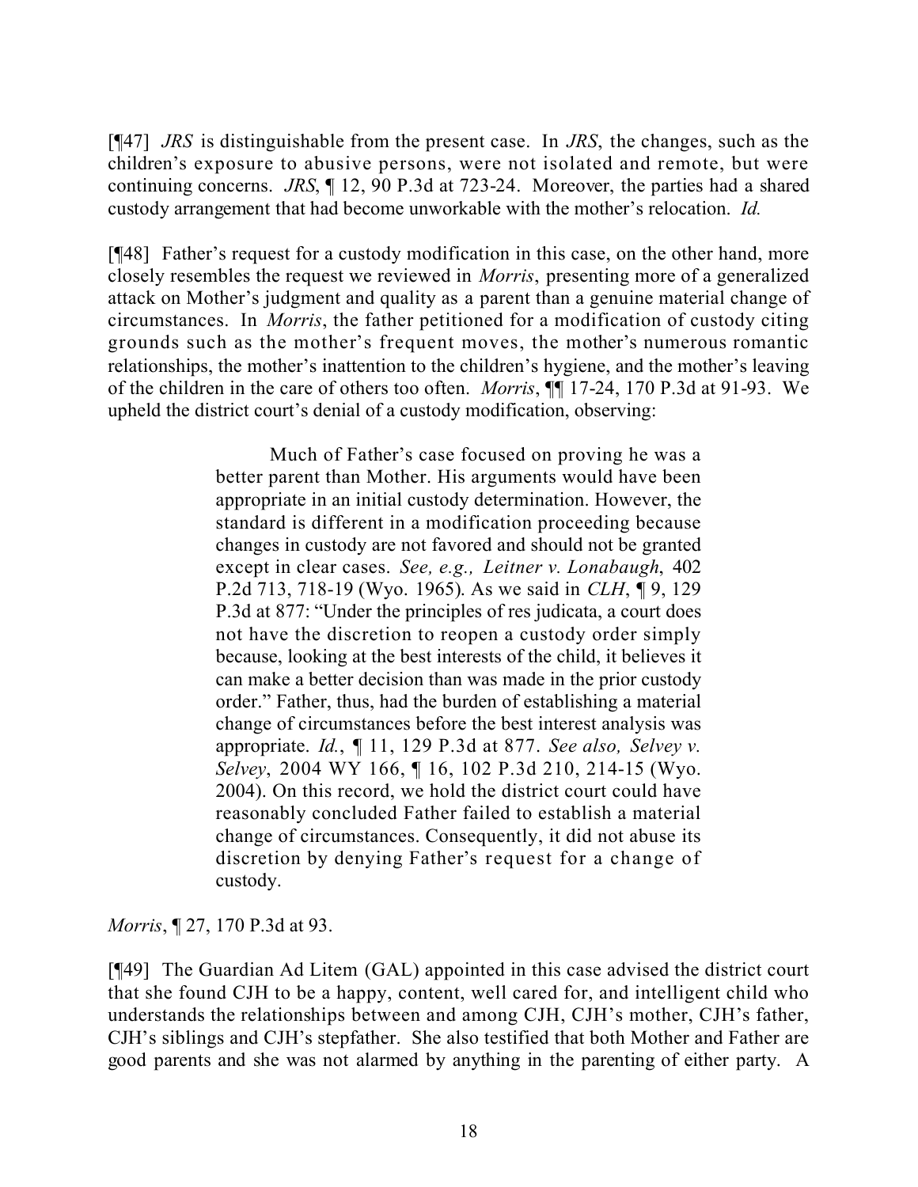[¶47] *JRS* is distinguishable from the present case. In *JRS*, the changes, such as the children's exposure to abusive persons, were not isolated and remote, but were continuing concerns. *JRS*, ¶ 12, 90 P.3d at 723-24. Moreover, the parties had a shared custody arrangement that had become unworkable with the mother's relocation. *Id.*

[¶48] Father's request for a custody modification in this case, on the other hand, more closely resembles the request we reviewed in *Morris*, presenting more of a generalized attack on Mother's judgment and quality as a parent than a genuine material change of circumstances. In *Morris*, the father petitioned for a modification of custody citing grounds such as the mother's frequent moves, the mother's numerous romantic relationships, the mother's inattention to the children's hygiene, and the mother's leaving of the children in the care of others too often. *Morris*, ¶¶ 17-24, 170 P.3d at 91-93. We upheld the district court's denial of a custody modification, observing:

> Much of Father's case focused on proving he was a better parent than Mother. His arguments would have been appropriate in an initial custody determination. However, the standard is different in a modification proceeding because changes in custody are not favored and should not be granted except in clear cases. *See, e.g., Leitner v. Lonabaugh*, 402 P.2d 713, 718-19 (Wyo. 1965). As we said in *CLH*, ¶ 9, 129 P.3d at 877: "Under the principles of res judicata, a court does not have the discretion to reopen a custody order simply because, looking at the best interests of the child, it believes it can make a better decision than was made in the prior custody order." Father, thus, had the burden of establishing a material change of circumstances before the best interest analysis was appropriate. *Id.*, ¶ 11, 129 P.3d at 877. *See also, Selvey v. Selvey*, 2004 WY 166, ¶ 16, 102 P.3d 210, 214-15 (Wyo. 2004). On this record, we hold the district court could have reasonably concluded Father failed to establish a material change of circumstances. Consequently, it did not abuse its discretion by denying Father's request for a change of custody.

*Morris*, ¶ 27, 170 P.3d at 93.

[¶49] The Guardian Ad Litem (GAL) appointed in this case advised the district court that she found CJH to be a happy, content, well cared for, and intelligent child who understands the relationships between and among CJH, CJH's mother, CJH's father, CJH's siblings and CJH's stepfather. She also testified that both Mother and Father are good parents and she was not alarmed by anything in the parenting of either party. A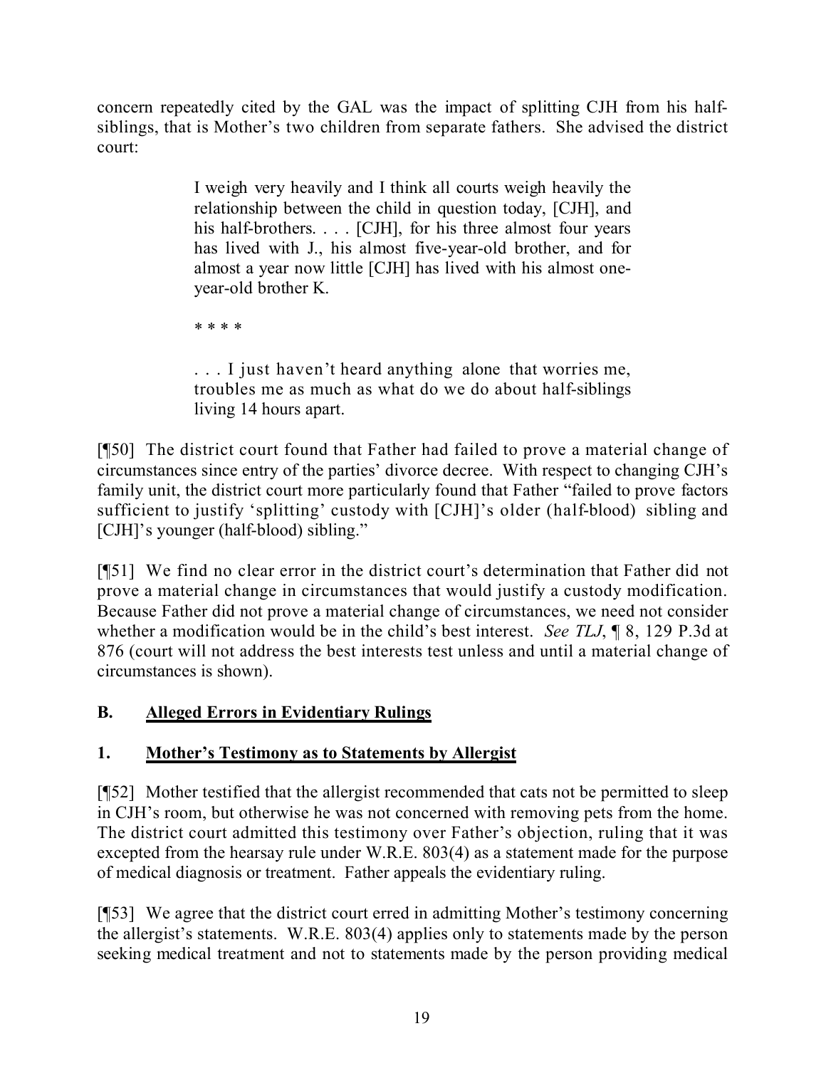concern repeatedly cited by the GAL was the impact of splitting CJH from his half-siblings, that is Mother's two children from separate fathers. She advised the district court:

> I weigh very heavily and I think all courts weigh heavily the relationship between the child in question today, [CJH], and his half-brothers. . . . [CJH], for his three almost four years has lived with J., his almost five-year-old brother, and for almost a year now little [CJH] has lived with his almost one-year-old brother K.
>
> * * * *
>
> . . . I just haven't heard anything alone that worries me, troubles me as much as what do we do about half-siblings living 14 hours apart.

[¶50] The district court found that Father had failed to prove a material change of circumstances since entry of the parties' divorce decree. With respect to changing CJH's family unit, the district court more particularly found that Father "failed to prove factors sufficient to justify 'splitting' custody with [CJH]'s older (half-blood) sibling and [CJH]'s younger (half-blood) sibling."

[¶51] We find no clear error in the district court's determination that Father did not prove a material change in circumstances that would justify a custody modification. Because Father did not prove a material change of circumstances, we need not consider whether a modification would be in the child's best interest. *See TLJ*, ¶ 8, 129 P.3d at 876 (court will not address the best interests test unless and until a material change of circumstances is shown).

## B. Alleged Errors in Evidentiary Rulings

### 1. Mother's Testimony as to Statements by Allergist

[¶52] Mother testified that the allergist recommended that cats not be permitted to sleep in CJH's room, but otherwise he was not concerned with removing pets from the home. The district court admitted this testimony over Father's objection, ruling that it was excepted from the hearsay rule under W.R.E. 803(4) as a statement made for the purpose of medical diagnosis or treatment. Father appeals the evidentiary ruling.

[¶53] We agree that the district court erred in admitting Mother's testimony concerning the allergist's statements. W.R.E. 803(4) applies only to statements made by the person seeking medical treatment and not to statements made by the person providing medical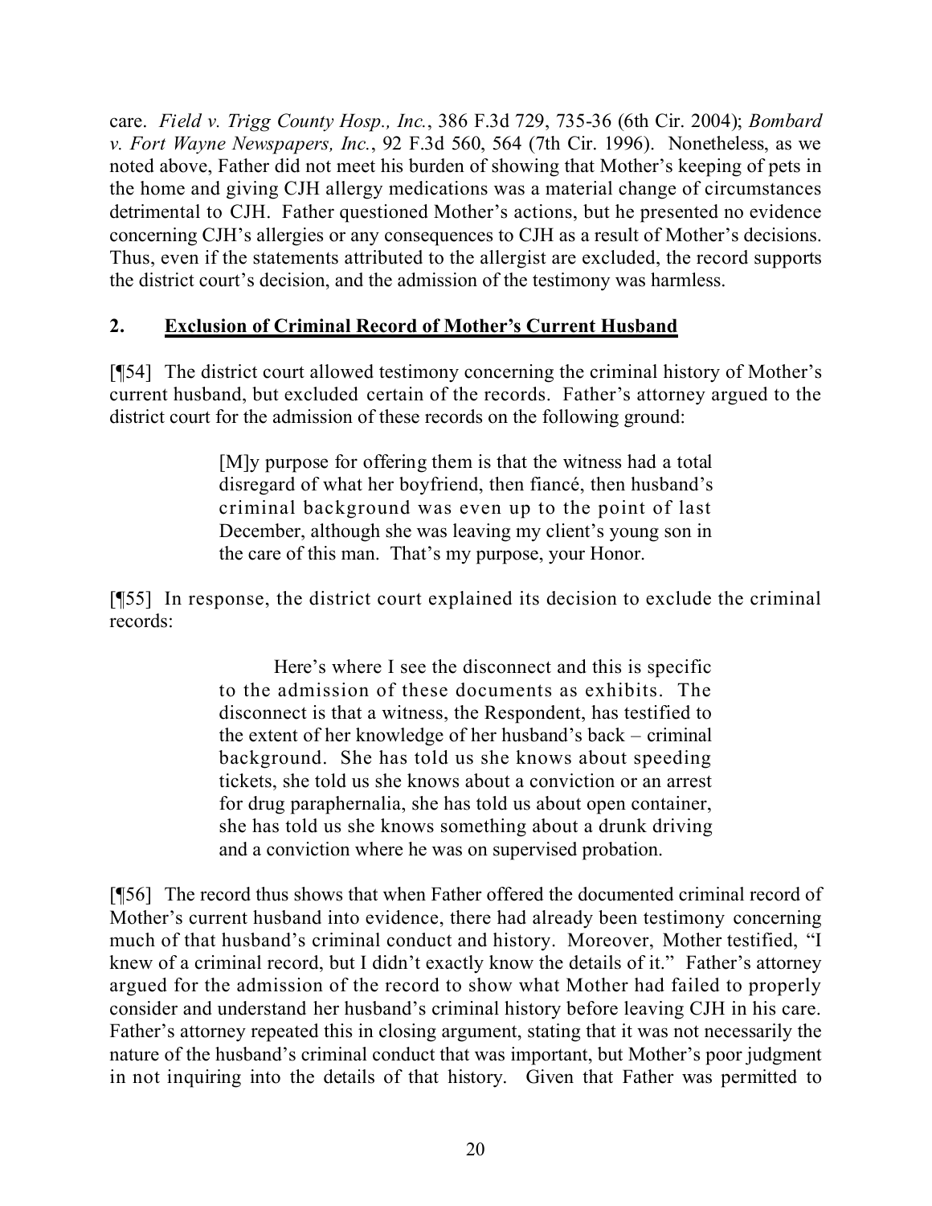care. *Field v. Trigg County Hosp., Inc.*, 386 F.3d 729, 735-36 (6th Cir. 2004); *Bombard v. Fort Wayne Newspapers, Inc.*, 92 F.3d 560, 564 (7th Cir. 1996). Nonetheless, as we noted above, Father did not meet his burden of showing that Mother's keeping of pets in the home and giving CJH allergy medications was a material change of circumstances detrimental to CJH. Father questioned Mother's actions, but he presented no evidence concerning CJH's allergies or any consequences to CJH as a result of Mother's decisions. Thus, even if the statements attributed to the allergist are excluded, the record supports the district court's decision, and the admission of the testimony was harmless.

## 2. Exclusion of Criminal Record of Mother's Current Husband

[¶54] The district court allowed testimony concerning the criminal history of Mother's current husband, but excluded certain of the records. Father's attorney argued to the district court for the admission of these records on the following ground:

> [M]y purpose for offering them is that the witness had a total disregard of what her boyfriend, then fiancé, then husband's criminal background was even up to the point of last December, although she was leaving my client's young son in the care of this man. That's my purpose, your Honor.

[¶55] In response, the district court explained its decision to exclude the criminal records:

> Here's where I see the disconnect and this is specific to the admission of these documents as exhibits. The disconnect is that a witness, the Respondent, has testified to the extent of her knowledge of her husband's back – criminal background. She has told us she knows about speeding tickets, she told us she knows about a conviction or an arrest for drug paraphernalia, she has told us about open container, she has told us she knows something about a drunk driving and a conviction where he was on supervised probation.

[¶56] The record thus shows that when Father offered the documented criminal record of Mother's current husband into evidence, there had already been testimony concerning much of that husband's criminal conduct and history. Moreover, Mother testified, "I knew of a criminal record, but I didn't exactly know the details of it." Father's attorney argued for the admission of the record to show what Mother had failed to properly consider and understand her husband's criminal history before leaving CJH in his care. Father's attorney repeated this in closing argument, stating that it was not necessarily the nature of the husband's criminal conduct that was important, but Mother's poor judgment in not inquiring into the details of that history. Given that Father was permitted to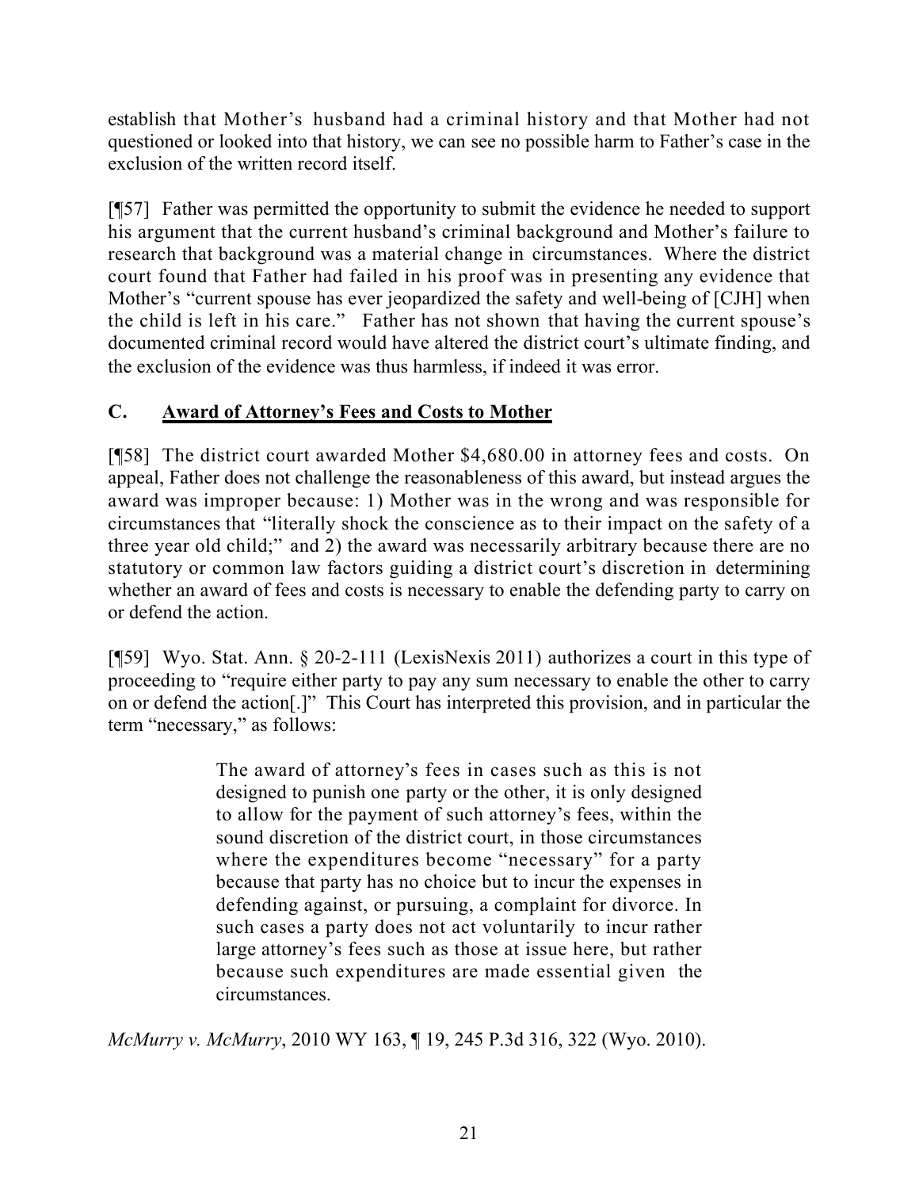establish that Mother's husband had a criminal history and that Mother had not questioned or looked into that history, we can see no possible harm to Father's case in the exclusion of the written record itself.

[¶57] Father was permitted the opportunity to submit the evidence he needed to support his argument that the current husband's criminal background and Mother's failure to research that background was a material change in circumstances. Where the district court found that Father had failed in his proof was in presenting any evidence that Mother's "current spouse has ever jeopardized the safety and well-being of [CJH] when the child is left in his care." Father has not shown that having the current spouse's documented criminal record would have altered the district court's ultimate finding, and the exclusion of the evidence was thus harmless, if indeed it was error.

## C. Award of Attorney's Fees and Costs to Mother

[¶58] The district court awarded Mother $4,680.00 in attorney fees and costs. On appeal, Father does not challenge the reasonableness of this award, but instead argues the award was improper because: 1) Mother was in the wrong and was responsible for circumstances that "literally shock the conscience as to their impact on the safety of a three year old child;" and 2) the award was necessarily arbitrary because there are no statutory or common law factors guiding a district court's discretion in determining whether an award of fees and costs is necessary to enable the defending party to carry on or defend the action.

[¶59] Wyo. Stat. Ann. § 20-2-111 (LexisNexis 2011) authorizes a court in this type of proceeding to "require either party to pay any sum necessary to enable the other to carry on or defend the action[.]" This Court has interpreted this provision, and in particular the term "necessary," as follows:

> The award of attorney's fees in cases such as this is not designed to punish one party or the other, it is only designed to allow for the payment of such attorney's fees, within the sound discretion of the district court, in those circumstances where the expenditures become "necessary" for a party because that party has no choice but to incur the expenses in defending against, or pursuing, a complaint for divorce. In such cases a party does not act voluntarily to incur rather large attorney's fees such as those at issue here, but rather because such expenditures are made essential given the circumstances.

*McMurry v. McMurry*, 2010 WY 163, ¶ 19, 245 P.3d 316, 322 (Wyo. 2010).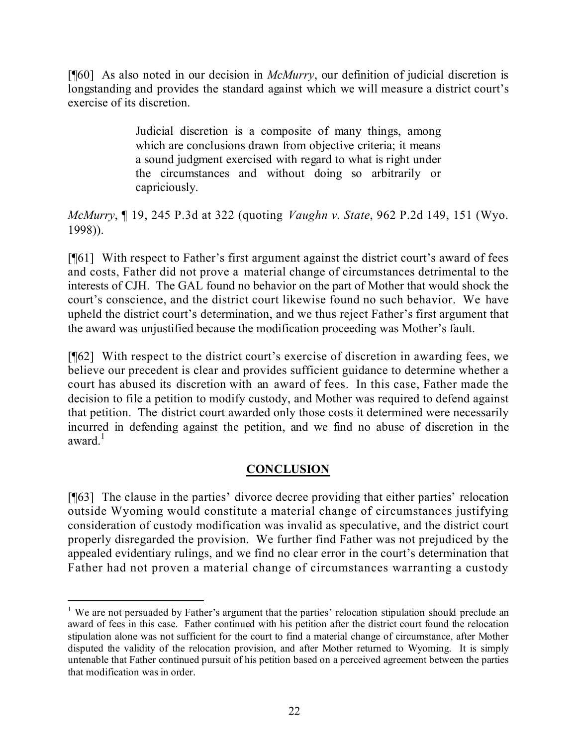[¶60] As also noted in our decision in *McMurry*, our definition of judicial discretion is longstanding and provides the standard against which we will measure a district court's exercise of its discretion.

> Judicial discretion is a composite of many things, among which are conclusions drawn from objective criteria; it means a sound judgment exercised with regard to what is right under the circumstances and without doing so arbitrarily or capriciously.

*McMurry*, ¶ 19, 245 P.3d at 322 (quoting *Vaughn v. State*, 962 P.2d 149, 151 (Wyo. 1998)).

[¶61] With respect to Father's first argument against the district court's award of fees and costs, Father did not prove a material change of circumstances detrimental to the interests of CJH. The GAL found no behavior on the part of Mother that would shock the court's conscience, and the district court likewise found no such behavior. We have upheld the district court's determination, and we thus reject Father's first argument that the award was unjustified because the modification proceeding was Mother's fault.

[¶62] With respect to the district court's exercise of discretion in awarding fees, we believe our precedent is clear and provides sufficient guidance to determine whether a court has abused its discretion with an award of fees. In this case, Father made the decision to file a petition to modify custody, and Mother was required to defend against that petition. The district court awarded only those costs it determined were necessarily incurred in defending against the petition, and we find no abuse of discretion in the award.[1]

## CONCLUSION

[¶63] The clause in the parties' divorce decree providing that either parties' relocation outside Wyoming would constitute a material change of circumstances justifying consideration of custody modification was invalid as speculative, and the district court properly disregarded the provision. We further find Father was not prejudiced by the appealed evidentiary rulings, and we find no clear error in the court's determination that Father had not proven a material change of circumstances warranting a custody

---

[1] We are not persuaded by Father's argument that the parties' relocation stipulation should preclude an award of fees in this case. Father continued with his petition after the district court found the relocation stipulation alone was not sufficient for the court to find a material change of circumstance, after Mother disputed the validity of the relocation provision, and after Mother returned to Wyoming. It is simply untenable that Father continued pursuit of his petition based on a perceived agreement between the parties that modification was in order.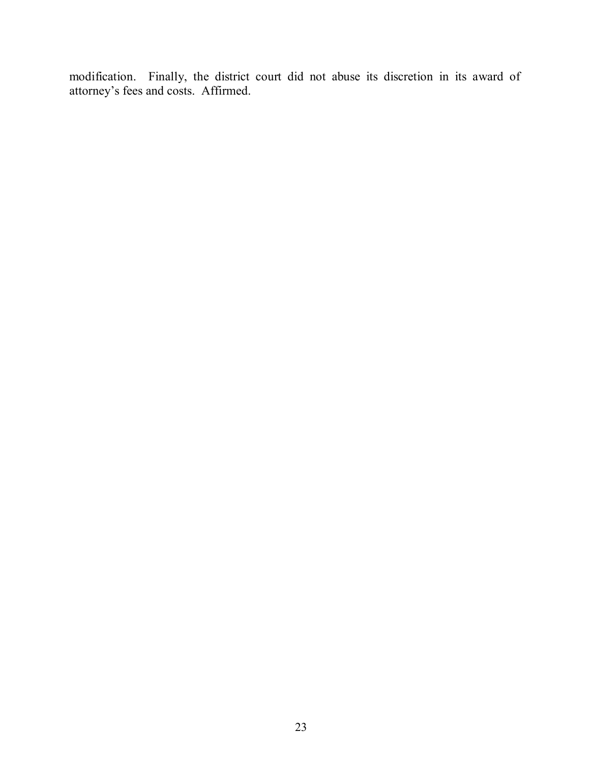modification. Finally, the district court did not abuse its discretion in its award of attorney's fees and costs. Affirmed.